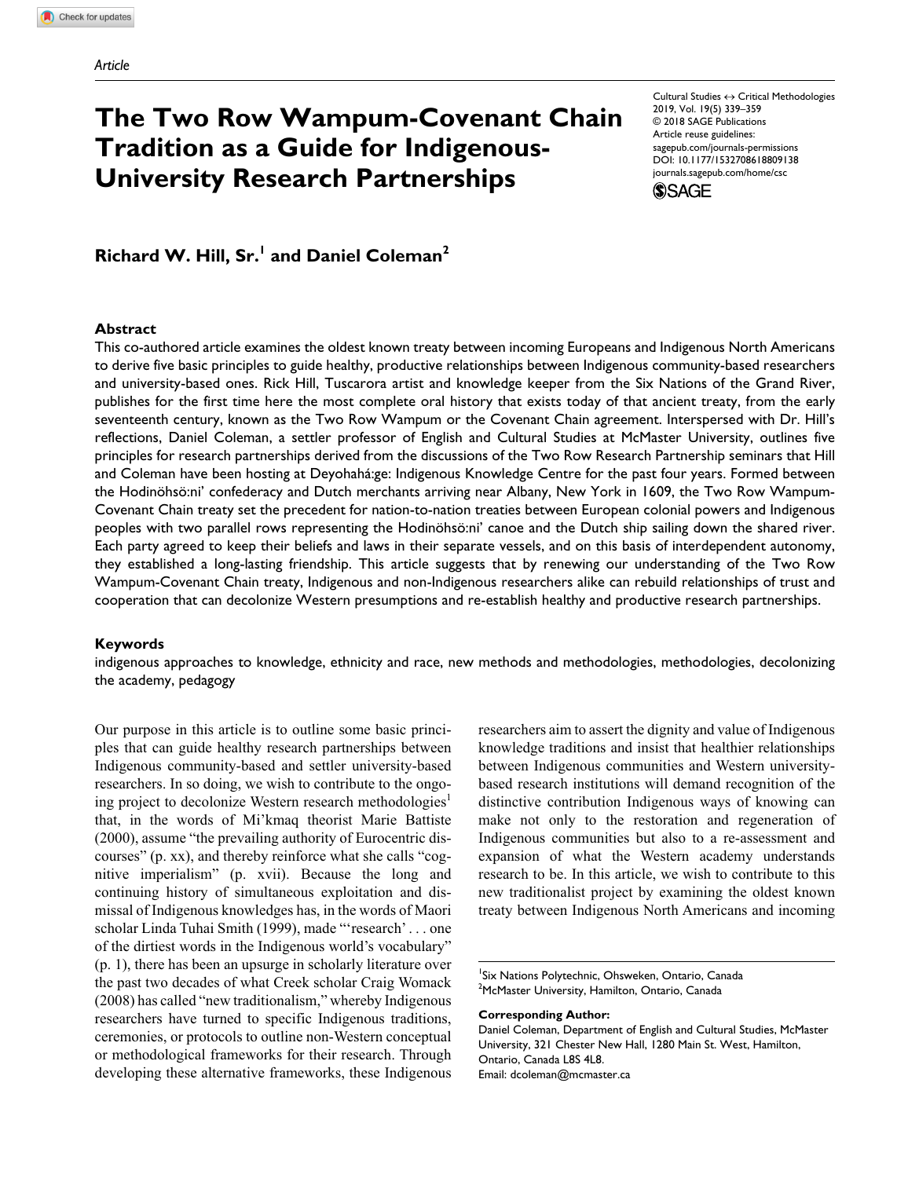*Article*

# The Two Row Wampum-Covenant Chain Tradition as a Guide for Indigenous-University Research Partnerships

Cultural Studies ↔ Critical Methodologies
2019, Vol. 19(5) 339–359
© 2018 SAGE Publications
Article reuse guidelines: sagepub.com/journals-permissions
DOI: 10.1177/1532708618809138
journals.sagepub.com/home/csc

**Richard W. Hill, Sr.[1] and Daniel Coleman[2]**

## Abstract

This co-authored article examines the oldest known treaty between incoming Europeans and Indigenous North Americans to derive five basic principles to guide healthy, productive relationships between Indigenous community-based researchers and university-based ones. Rick Hill, Tuscarora artist and knowledge keeper from the Six Nations of the Grand River, publishes for the first time here the most complete oral history that exists today of that ancient treaty, from the early seventeenth century, known as the Two Row Wampum or the Covenant Chain agreement. Interspersed with Dr. Hill's reflections, Daniel Coleman, a settler professor of English and Cultural Studies at McMaster University, outlines five principles for research partnerships derived from the discussions of the Two Row Research Partnership seminars that Hill and Coleman have been hosting at Deyohahá:ge: Indigenous Knowledge Centre for the past four years. Formed between the Hodinöhsö:ni' confederacy and Dutch merchants arriving near Albany, New York in 1609, the Two Row Wampum-Covenant Chain treaty set the precedent for nation-to-nation treaties between European colonial powers and Indigenous peoples with two parallel rows representing the Hodinöhsö:ni' canoe and the Dutch ship sailing down the shared river. Each party agreed to keep their beliefs and laws in their separate vessels, and on this basis of interdependent autonomy, they established a long-lasting friendship. This article suggests that by renewing our understanding of the Two Row Wampum-Covenant Chain treaty, Indigenous and non-Indigenous researchers alike can rebuild relationships of trust and cooperation that can decolonize Western presumptions and re-establish healthy and productive research partnerships.

### Keywords

indigenous approaches to knowledge, ethnicity and race, new methods and methodologies, methodologies, decolonizing the academy, pedagogy

Our purpose in this article is to outline some basic principles that can guide healthy research partnerships between Indigenous community-based and settler university-based researchers. In so doing, we wish to contribute to the ongoing project to decolonize Western research methodologies[1] that, in the words of Mi'kmaq theorist Marie Battiste (2000), assume "the prevailing authority of Eurocentric discourses" (p. xx), and thereby reinforce what she calls "cognitive imperialism" (p. xvii). Because the long and continuing history of simultaneous exploitation and dismissal of Indigenous knowledges has, in the words of Maori scholar Linda Tuhai Smith (1999), made "'research' . . . one of the dirtiest words in the Indigenous world's vocabulary" (p. 1), there has been an upsurge in scholarly literature over the past two decades of what Creek scholar Craig Womack (2008) has called "new traditionalism," whereby Indigenous researchers have turned to specific Indigenous traditions, ceremonies, or protocols to outline non-Western conceptual or methodological frameworks for their research. Through developing these alternative frameworks, these Indigenous researchers aim to assert the dignity and value of Indigenous knowledge traditions and insist that healthier relationships between Indigenous communities and Western university-based research institutions will demand recognition of the distinctive contribution Indigenous ways of knowing can make not only to the restoration and regeneration of Indigenous communities but also to a re-assessment and expansion of what the Western academy understands research to be. In this article, we wish to contribute to this new traditionalist project by examining the oldest known treaty between Indigenous North Americans and incoming

---

[1]Six Nations Polytechnic, Ohsweken, Ontario, Canada
[2]McMaster University, Hamilton, Ontario, Canada

**Corresponding Author:**
Daniel Coleman, Department of English and Cultural Studies, McMaster University, 321 Chester New Hall, 1280 Main St. West, Hamilton, Ontario, Canada L8S 4L8.
Email: dcoleman@mcmaster.ca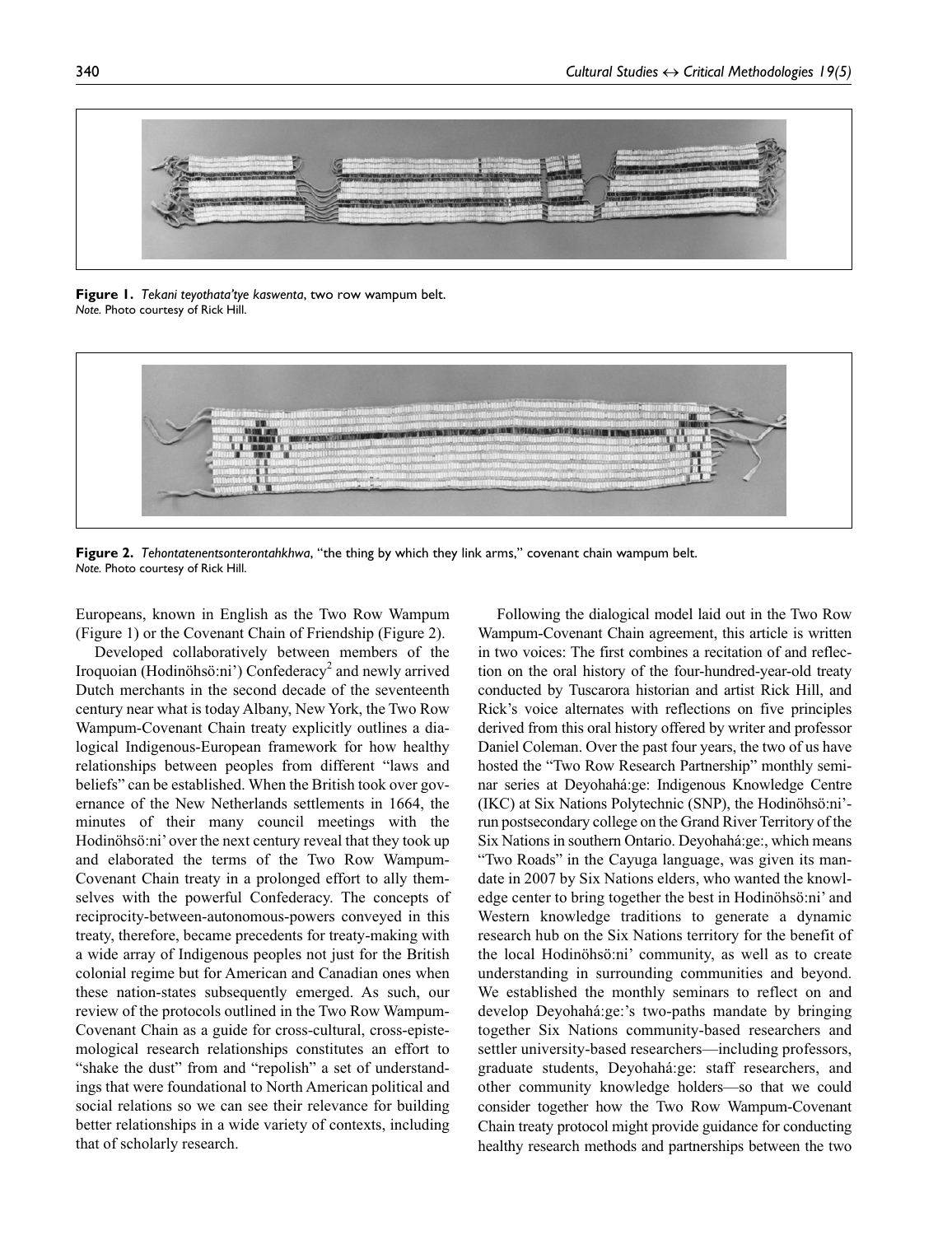**Figure 1.** *Tekani teyothata'tye kaswenta*, two row wampum belt.
*Note.* Photo courtesy of Rick Hill.

**Figure 2.** *Tehontatenentsonterontahkhwa*, "the thing by which they link arms," covenant chain wampum belt.
*Note.* Photo courtesy of Rick Hill.

Europeans, known in English as the Two Row Wampum (Figure 1) or the Covenant Chain of Friendship (Figure 2).

Developed collaboratively between members of the Iroquoian (Hodinöhsö:ni') Confederacy[2] and newly arrived Dutch merchants in the second decade of the seventeenth century near what is today Albany, New York, the Two Row Wampum-Covenant Chain treaty explicitly outlines a dialogical Indigenous-European framework for how healthy relationships between peoples from different "laws and beliefs" can be established. When the British took over governance of the New Netherlands settlements in 1664, the minutes of their many council meetings with the Hodinöhsö:ni' over the next century reveal that they took up and elaborated the terms of the Two Row Wampum-Covenant Chain treaty in a prolonged effort to ally themselves with the powerful Confederacy. The concepts of reciprocity-between-autonomous-powers conveyed in this treaty, therefore, became precedents for treaty-making with a wide array of Indigenous peoples not just for the British colonial regime but for American and Canadian ones when these nation-states subsequently emerged. As such, our review of the protocols outlined in the Two Row Wampum-Covenant Chain as a guide for cross-cultural, cross-epistemological research relationships constitutes an effort to "shake the dust" from and "repolish" a set of understandings that were foundational to North American political and social relations so we can see their relevance for building better relationships in a wide variety of contexts, including that of scholarly research.

Following the dialogical model laid out in the Two Row Wampum-Covenant Chain agreement, this article is written in two voices: The first combines a recitation of and reflection on the oral history of the four-hundred-year-old treaty conducted by Tuscarora historian and artist Rick Hill, and Rick's voice alternates with reflections on five principles derived from this oral history offered by writer and professor Daniel Coleman. Over the past four years, the two of us have hosted the "Two Row Research Partnership" monthly seminar series at Deyohahá:ge: Indigenous Knowledge Centre (IKC) at Six Nations Polytechnic (SNP), the Hodinöhsö:ni'-run postsecondary college on the Grand River Territory of the Six Nations in southern Ontario. Deyohahá:ge:, which means "Two Roads" in the Cayuga language, was given its mandate in 2007 by Six Nations elders, who wanted the knowledge center to bring together the best in Hodinöhsö:ni' and Western knowledge traditions to generate a dynamic research hub on the Six Nations territory for the benefit of the local Hodinöhsö:ni' community, as well as to create understanding in surrounding communities and beyond. We established the monthly seminars to reflect on and develop Deyohahá:ge:'s two-paths mandate by bringing together Six Nations community-based researchers and settler university-based researchers—including professors, graduate students, Deyohahá:ge: staff researchers, and other community knowledge holders—so that we could consider together how the Two Row Wampum-Covenant Chain treaty protocol might provide guidance for conducting healthy research methods and partnerships between the two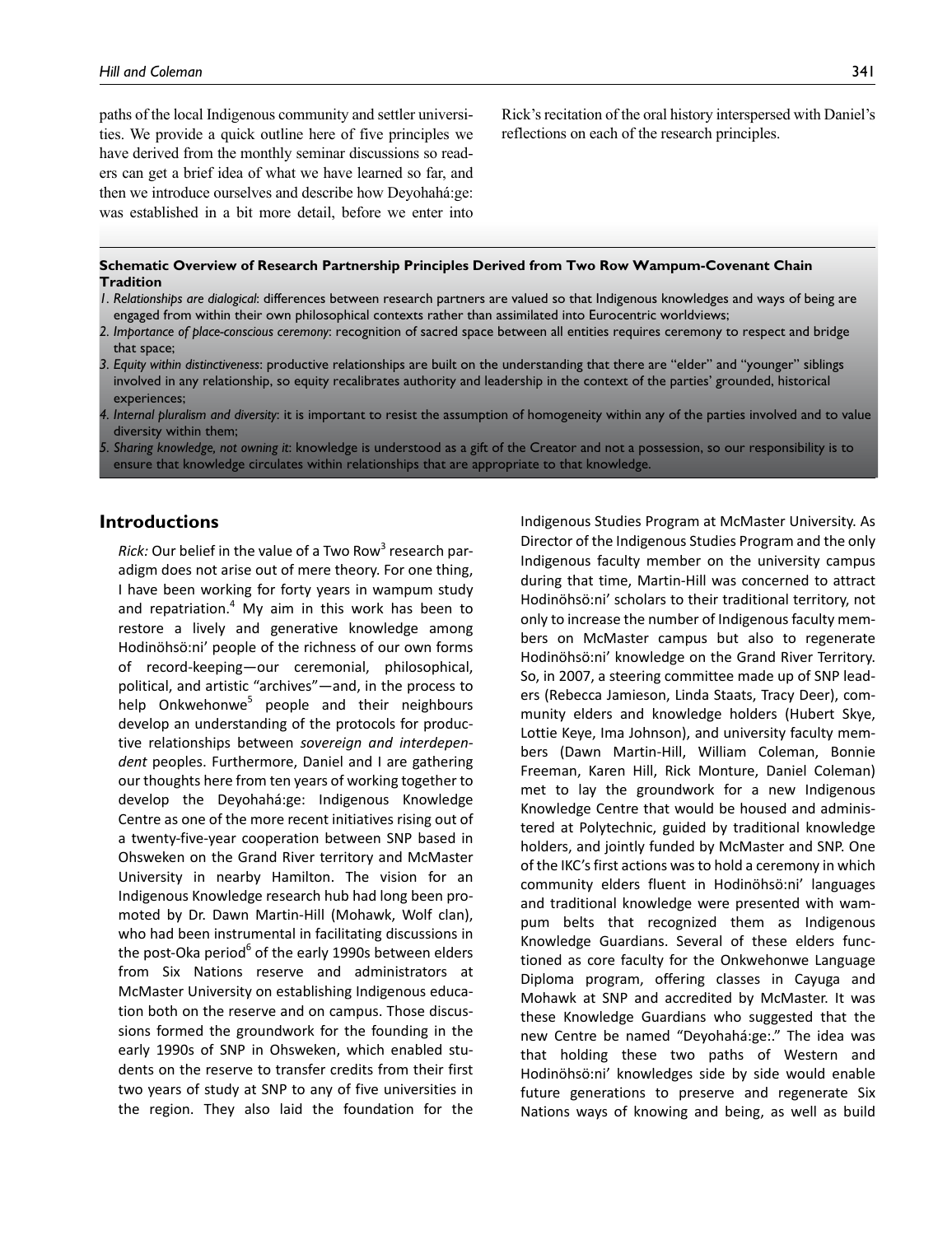paths of the local Indigenous community and settler universities. We provide a quick outline here of five principles we have derived from the monthly seminar discussions so readers can get a brief idea of what we have learned so far, and then we introduce ourselves and describe how Deyohahá:ge: was established in a bit more detail, before we enter into Rick's recitation of the oral history interspersed with Daniel's reflections on each of the research principles.

**Schematic Overview of Research Partnership Principles Derived from Two Row Wampum-Covenant Chain Tradition**

1. *Relationships are dialogical*: differences between research partners are valued so that Indigenous knowledges and ways of being are engaged from within their own philosophical contexts rather than assimilated into Eurocentric worldviews;
2. *Importance of place-conscious ceremony*: recognition of sacred space between all entities requires ceremony to respect and bridge that space;
3. *Equity within distinctiveness*: productive relationships are built on the understanding that there are "elder" and "younger" siblings involved in any relationship, so equity recalibrates authority and leadership in the context of the parties' grounded, historical experiences;
4. *Internal pluralism and diversity*: it is important to resist the assumption of homogeneity within any of the parties involved and to value diversity within them;
5. *Sharing knowledge, not owning it*: knowledge is understood as a gift of the Creator and not a possession, so our responsibility is to ensure that knowledge circulates within relationships that are appropriate to that knowledge.

## Introductions

*Rick:* Our belief in the value of a Two Row[3] research paradigm does not arise out of mere theory. For one thing, I have been working for forty years in wampum study and repatriation.[4] My aim in this work has been to restore a lively and generative knowledge among Hodinöhsö:ni' people of the richness of our own forms of record-keeping—our ceremonial, philosophical, political, and artistic "archives"—and, in the process to help Onkwehonwe[5] people and their neighbours develop an understanding of the protocols for productive relationships between *sovereign and interdependent* peoples. Furthermore, Daniel and I are gathering our thoughts here from ten years of working together to develop the Deyohahá:ge: Indigenous Knowledge Centre as one of the more recent initiatives rising out of a twenty-five-year cooperation between SNP based in Ohsweken on the Grand River territory and McMaster University in nearby Hamilton. The vision for an Indigenous Knowledge research hub had long been promoted by Dr. Dawn Martin-Hill (Mohawk, Wolf clan), who had been instrumental in facilitating discussions in the post-Oka period[6] of the early 1990s between elders from Six Nations reserve and administrators at McMaster University on establishing Indigenous education both on the reserve and on campus. Those discussions formed the groundwork for the founding in the early 1990s of SNP in Ohsweken, which enabled students on the reserve to transfer credits from their first two years of study at SNP to any of five universities in the region. They also laid the foundation for the Indigenous Studies Program at McMaster University. As Director of the Indigenous Studies Program and the only Indigenous faculty member on the university campus during that time, Martin-Hill was concerned to attract Hodinöhsö:ni' scholars to their traditional territory, not only to increase the number of Indigenous faculty members on McMaster campus but also to regenerate Hodinöhsö:ni' knowledge on the Grand River Territory. So, in 2007, a steering committee made up of SNP leaders (Rebecca Jamieson, Linda Staats, Tracy Deer), community elders and knowledge holders (Hubert Skye, Lottie Keye, Ima Johnson), and university faculty members (Dawn Martin-Hill, William Coleman, Bonnie Freeman, Karen Hill, Rick Monture, Daniel Coleman) met to lay the groundwork for a new Indigenous Knowledge Centre that would be housed and administered at Polytechnic, guided by traditional knowledge holders, and jointly funded by McMaster and SNP. One of the IKC's first actions was to hold a ceremony in which community elders fluent in Hodinöhsö:ni' languages and traditional knowledge were presented with wampum belts that recognized them as Indigenous Knowledge Guardians. Several of these elders functioned as core faculty for the Onkwehonwe Language Diploma program, offering classes in Cayuga and Mohawk at SNP and accredited by McMaster. It was these Knowledge Guardians who suggested that the new Centre be named "Deyohahá:ge:." The idea was that holding these two paths of Western and Hodinöhsö:ni' knowledges side by side would enable future generations to preserve and regenerate Six Nations ways of knowing and being, as well as build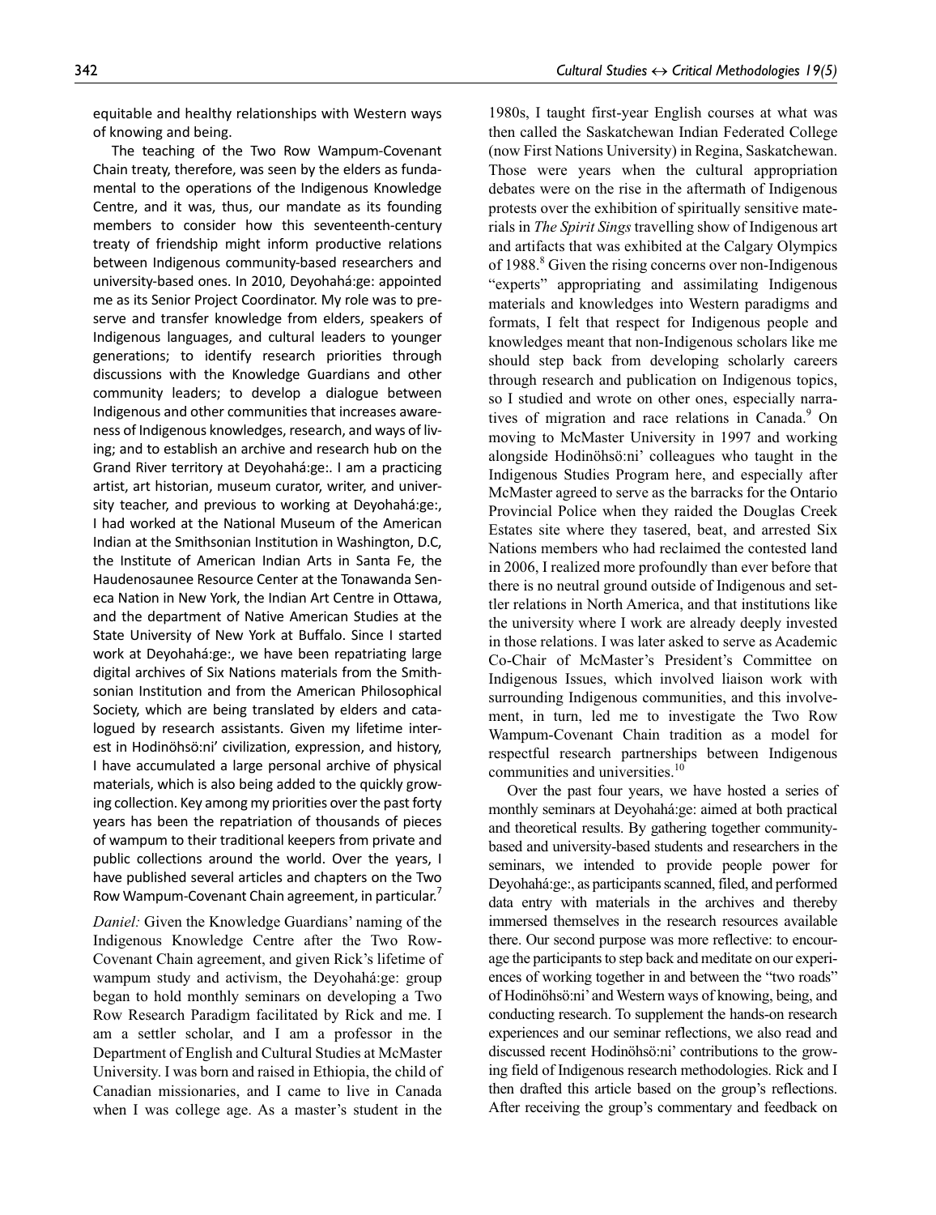equitable and healthy relationships with Western ways of knowing and being.

The teaching of the Two Row Wampum-Covenant Chain treaty, therefore, was seen by the elders as fundamental to the operations of the Indigenous Knowledge Centre, and it was, thus, our mandate as its founding members to consider how this seventeenth-century treaty of friendship might inform productive relations between Indigenous community-based researchers and university-based ones. In 2010, Deyohahá:ge: appointed me as its Senior Project Coordinator. My role was to preserve and transfer knowledge from elders, speakers of Indigenous languages, and cultural leaders to younger generations; to identify research priorities through discussions with the Knowledge Guardians and other community leaders; to develop a dialogue between Indigenous and other communities that increases awareness of Indigenous knowledges, research, and ways of living; and to establish an archive and research hub on the Grand River territory at Deyohahá:ge:. I am a practicing artist, art historian, museum curator, writer, and university teacher, and previous to working at Deyohahá:ge:, I had worked at the National Museum of the American Indian at the Smithsonian Institution in Washington, D.C, the Institute of American Indian Arts in Santa Fe, the Haudenosaunee Resource Center at the Tonawanda Seneca Nation in New York, the Indian Art Centre in Ottawa, and the department of Native American Studies at the State University of New York at Buffalo. Since I started work at Deyohahá:ge:, we have been repatriating large digital archives of Six Nations materials from the Smithsonian Institution and from the American Philosophical Society, which are being translated by elders and catalogued by research assistants. Given my lifetime interest in Hodinöhsö:ni' civilization, expression, and history, I have accumulated a large personal archive of physical materials, which is also being added to the quickly growing collection. Key among my priorities over the past forty years has been the repatriation of thousands of pieces of wampum to their traditional keepers from private and public collections around the world. Over the years, I have published several articles and chapters on the Two Row Wampum-Covenant Chain agreement, in particular.[7]

*Daniel:* Given the Knowledge Guardians' naming of the Indigenous Knowledge Centre after the Two Row-Covenant Chain agreement, and given Rick's lifetime of wampum study and activism, the Deyohahá:ge: group began to hold monthly seminars on developing a Two Row Research Paradigm facilitated by Rick and me. I am a settler scholar, and I am a professor in the Department of English and Cultural Studies at McMaster University. I was born and raised in Ethiopia, the child of Canadian missionaries, and I came to live in Canada when I was college age. As a master's student in the 1980s, I taught first-year English courses at what was then called the Saskatchewan Indian Federated College (now First Nations University) in Regina, Saskatchewan. Those were years when the cultural appropriation debates were on the rise in the aftermath of Indigenous protests over the exhibition of spiritually sensitive materials in *The Spirit Sings* travelling show of Indigenous art and artifacts that was exhibited at the Calgary Olympics of 1988.[8] Given the rising concerns over non-Indigenous "experts" appropriating and assimilating Indigenous materials and knowledges into Western paradigms and formats, I felt that respect for Indigenous people and knowledges meant that non-Indigenous scholars like me should step back from developing scholarly careers through research and publication on Indigenous topics, so I studied and wrote on other ones, especially narratives of migration and race relations in Canada.[9] On moving to McMaster University in 1997 and working alongside Hodinöhsö:ni' colleagues who taught in the Indigenous Studies Program here, and especially after McMaster agreed to serve as the barracks for the Ontario Provincial Police when they raided the Douglas Creek Estates site where they tasered, beat, and arrested Six Nations members who had reclaimed the contested land in 2006, I realized more profoundly than ever before that there is no neutral ground outside of Indigenous and settler relations in North America, and that institutions like the university where I work are already deeply invested in those relations. I was later asked to serve as Academic Co-Chair of McMaster's President's Committee on Indigenous Issues, which involved liaison work with surrounding Indigenous communities, and this involvement, in turn, led me to investigate the Two Row Wampum-Covenant Chain tradition as a model for respectful research partnerships between Indigenous communities and universities.[10]

Over the past four years, we have hosted a series of monthly seminars at Deyohahá:ge: aimed at both practical and theoretical results. By gathering together community-based and university-based students and researchers in the seminars, we intended to provide people power for Deyohahá:ge:, as participants scanned, filed, and performed data entry with materials in the archives and thereby immersed themselves in the research resources available there. Our second purpose was more reflective: to encourage the participants to step back and meditate on our experiences of working together in and between the "two roads" of Hodinöhsö:ni' and Western ways of knowing, being, and conducting research. To supplement the hands-on research experiences and our seminar reflections, we also read and discussed recent Hodinöhsö:ni' contributions to the growing field of Indigenous research methodologies. Rick and I then drafted this article based on the group's reflections. After receiving the group's commentary and feedback on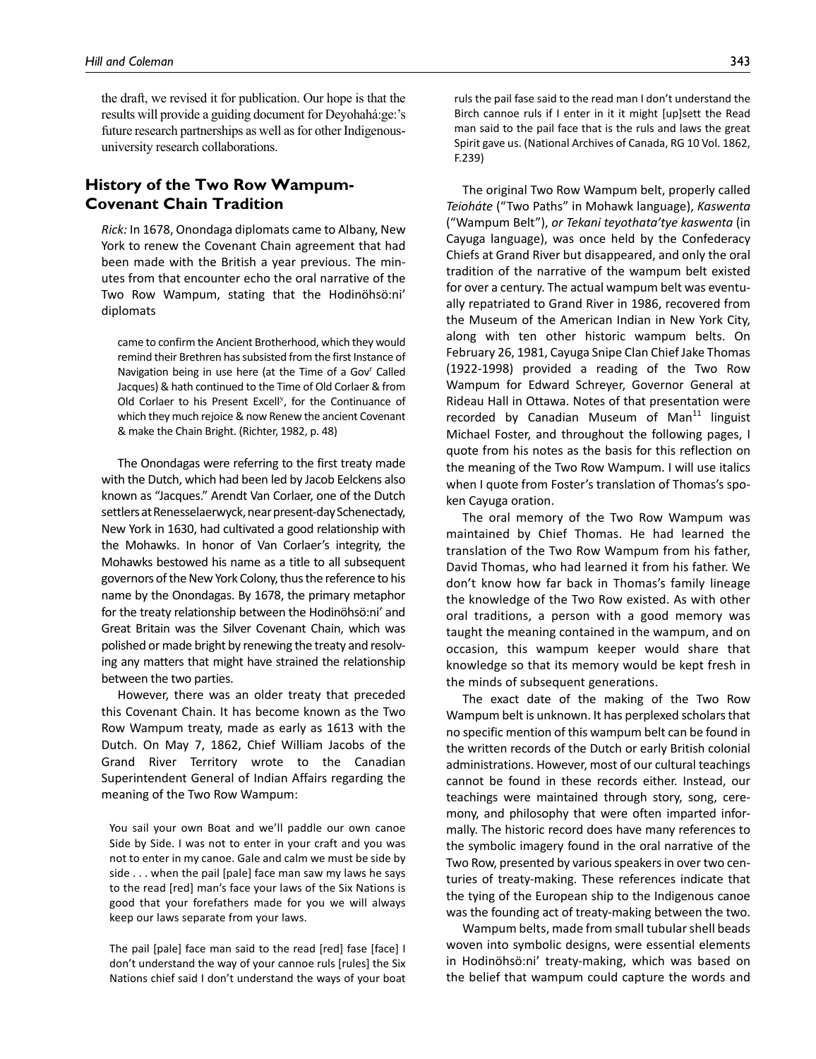the draft, we revised it for publication. Our hope is that the results will provide a guiding document for Deyohahá:ge:'s future research partnerships as well as for other Indigenous-university research collaborations.

## History of the Two Row Wampum-Covenant Chain Tradition

*Rick:* In 1678, Onondaga diplomats came to Albany, New York to renew the Covenant Chain agreement that had been made with the British a year previous. The minutes from that encounter echo the oral narrative of the Two Row Wampum, stating that the Hodinöhsö:ni' diplomats

> came to confirm the Ancient Brotherhood, which they would remind their Brethren has subsisted from the first Instance of Navigation being in use here (at the Time of a Gov[r] Called Jacques) & hath continued to the Time of Old Corlaer & from Old Corlaer to his Present Excell[y], for the Continuance of which they much rejoice & now Renew the ancient Covenant & make the Chain Bright. (Richter, 1982, p. 48)

The Onondagas were referring to the first treaty made with the Dutch, which had been led by Jacob Eelckens also known as "Jacques." Arendt Van Corlaer, one of the Dutch settlers at Renesselaerwyck, near present-day Schenectady, New York in 1630, had cultivated a good relationship with the Mohawks. In honor of Van Corlaer's integrity, the Mohawks bestowed his name as a title to all subsequent governors of the New York Colony, thus the reference to his name by the Onondagas. By 1678, the primary metaphor for the treaty relationship between the Hodinöhsö:ni' and Great Britain was the Silver Covenant Chain, which was polished or made bright by renewing the treaty and resolving any matters that might have strained the relationship between the two parties.

However, there was an older treaty that preceded this Covenant Chain. It has become known as the Two Row Wampum treaty, made as early as 1613 with the Dutch. On May 7, 1862, Chief William Jacobs of the Grand River Territory wrote to the Canadian Superintendent General of Indian Affairs regarding the meaning of the Two Row Wampum:

> You sail your own Boat and we'll paddle our own canoe Side by Side. I was not to enter in your craft and you was not to enter in my canoe. Gale and calm we must be side by side . . . when the pail [pale] face man saw my laws he says to the read [red] man's face your laws of the Six Nations is good that your forefathers made for you we will always keep our laws separate from your laws.
>
> The pail [pale] face man said to the read [red] fase [face] I don't understand the way of your cannoe ruls [rules] the Six Nations chief said I don't understand the ways of your boat ruls the pail fase said to the read man I don't understand the Birch cannoe ruls if I enter in it it might [up]sett the Read man said to the pail face that is the ruls and laws the great Spirit gave us. (National Archives of Canada, RG 10 Vol. 1862, F.239)

The original Two Row Wampum belt, properly called *Teioháte* ("Two Paths" in Mohawk language), *Kaswenta* ("Wampum Belt"), *or Tekani teyothata'tye kaswenta* (in Cayuga language), was once held by the Confederacy Chiefs at Grand River but disappeared, and only the oral tradition of the narrative of the wampum belt existed for over a century. The actual wampum belt was eventually repatriated to Grand River in 1986, recovered from the Museum of the American Indian in New York City, along with ten other historic wampum belts. On February 26, 1981, Cayuga Snipe Clan Chief Jake Thomas (1922-1998) provided a reading of the Two Row Wampum for Edward Schreyer, Governor General at Rideau Hall in Ottawa. Notes of that presentation were recorded by Canadian Museum of Man[11] linguist Michael Foster, and throughout the following pages, I quote from his notes as the basis for this reflection on the meaning of the Two Row Wampum. I will use italics when I quote from Foster's translation of Thomas's spoken Cayuga oration.

The oral memory of the Two Row Wampum was maintained by Chief Thomas. He had learned the translation of the Two Row Wampum from his father, David Thomas, who had learned it from his father. We don't know how far back in Thomas's family lineage the knowledge of the Two Row Wampum existed. As with other oral traditions, a person with a good memory was taught the meaning contained in the wampum, and on occasion, this wampum keeper would share that knowledge so that its memory would be kept fresh in the minds of subsequent generations.

The exact date of the making of the Two Row Wampum belt is unknown. It has perplexed scholars that no specific mention of this wampum belt can be found in the written records of the Dutch or early British colonial administrations. However, most of our cultural teachings cannot be found in these records either. Instead, our teachings were maintained through story, song, ceremony, and philosophy that were often imparted informally. The historic record does have many references to the symbolic imagery found in the oral narrative of the Two Row, presented by various speakers in over two centuries of treaty-making. These references indicate that the tying of the European ship to the Indigenous canoe was the founding act of treaty-making between the two.

Wampum belts, made from small tubular shell beads woven into symbolic designs, were essential elements in Hodinöhsö:ni' treaty-making, which was based on the belief that wampum could capture the words and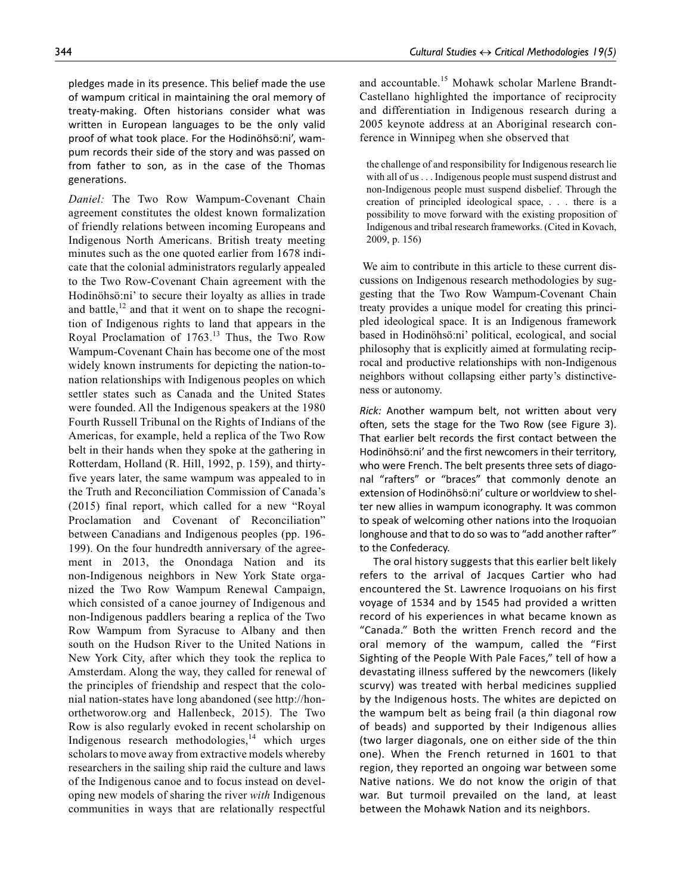pledges made in its presence. This belief made the use of wampum critical in maintaining the oral memory of treaty-making. Often historians consider what was written in European languages to be the only valid proof of what took place. For the Hodinöhsö:ni', wampum records their side of the story and was passed on from father to son, as in the case of the Thomas generations.

*Daniel:* The Two Row Wampum-Covenant Chain agreement constitutes the oldest known formalization of friendly relations between incoming Europeans and Indigenous North Americans. British treaty meeting minutes such as the one quoted earlier from 1678 indicate that the colonial administrators regularly appealed to the Two Row-Covenant Chain agreement with the Hodinöhsö:ni' to secure their loyalty as allies in trade and battle,[12] and that it went on to shape the recognition of Indigenous rights to land that appears in the Royal Proclamation of 1763.[13] Thus, the Two Row Wampum-Covenant Chain has become one of the most widely known instruments for depicting the nation-to-nation relationships with Indigenous peoples on which settler states such as Canada and the United States were founded. All the Indigenous speakers at the 1980 Fourth Russell Tribunal on the Rights of Indians of the Americas, for example, held a replica of the Two Row belt in their hands when they spoke at the gathering in Rotterdam, Holland (R. Hill, 1992, p. 159), and thirty-five years later, the same wampum was appealed to in the Truth and Reconciliation Commission of Canada's (2015) final report, which called for a new "Royal Proclamation and Covenant of Reconciliation" between Canadians and Indigenous peoples (pp. 196-199). On the four hundredth anniversary of the agreement in 2013, the Onondaga Nation and its non-Indigenous neighbors in New York State organized the Two Row Wampum Renewal Campaign, which consisted of a canoe journey of Indigenous and non-Indigenous paddlers bearing a replica of the Two Row Wampum from Syracuse to Albany and then south on the Hudson River to the United Nations in New York City, after which they took the replica to Amsterdam. Along the way, they called for renewal of the principles of friendship and respect that the colonial nation-states have long abandoned (see http://honorthetworow.org and Hallenbeck, 2015). The Two Row is also regularly evoked in recent scholarship on Indigenous research methodologies,[14] which urges scholars to move away from extractive models whereby researchers in the sailing ship raid the culture and laws of the Indigenous canoe and to focus instead on developing new models of sharing the river *with* Indigenous communities in ways that are relationally respectful and accountable.[15] Mohawk scholar Marlene Brandt-Castellano highlighted the importance of reciprocity and differentiation in Indigenous research during a 2005 keynote address at an Aboriginal research conference in Winnipeg when she observed that

> the challenge of and responsibility for Indigenous research lie with all of us . . . Indigenous people must suspend distrust and non-Indigenous people must suspend disbelief. Through the creation of principled ideological space, . . . there is a possibility to move forward with the existing proposition of Indigenous and tribal research frameworks. (Cited in Kovach, 2009, p. 156)

We aim to contribute in this article to these current discussions on Indigenous research methodologies by suggesting that the Two Row Wampum-Covenant Chain treaty provides a unique model for creating this principled ideological space. It is an Indigenous framework based in Hodinöhsö:ni' political, ecological, and social philosophy that is explicitly aimed at formulating reciprocal and productive relationships with non-Indigenous neighbors without collapsing either party's distinctiveness or autonomy.

*Rick:* Another wampum belt, not written about very often, sets the stage for the Two Row (see Figure 3). That earlier belt records the first contact between the Hodinöhsö:ni' and the first newcomers in their territory, who were French. The belt presents three sets of diagonal "rafters" or "braces" that commonly denote an extension of Hodinöhsö:ni' culture or worldview to shelter new allies in wampum iconography. It was common to speak of welcoming other nations into the Iroquoian longhouse and that to do so was to "add another rafter" to the Confederacy.

The oral history suggests that this earlier belt likely refers to the arrival of Jacques Cartier who had encountered the St. Lawrence Iroquoians on his first voyage of 1534 and by 1545 had provided a written record of his experiences in what became known as "Canada." Both the written French record and the oral memory of the wampum, called the "First Sighting of the People With Pale Faces," tell of how a devastating illness suffered by the newcomers (likely scurvy) was treated with herbal medicines supplied by the Indigenous hosts. The whites are depicted on the wampum belt as being frail (a thin diagonal row of beads) and supported by their Indigenous allies (two larger diagonals, one on either side of the thin one). When the French returned in 1601 to that region, they reported an ongoing war between some Native nations. We do not know the origin of that war. But turmoil prevailed on the land, at least between the Mohawk Nation and its neighbors.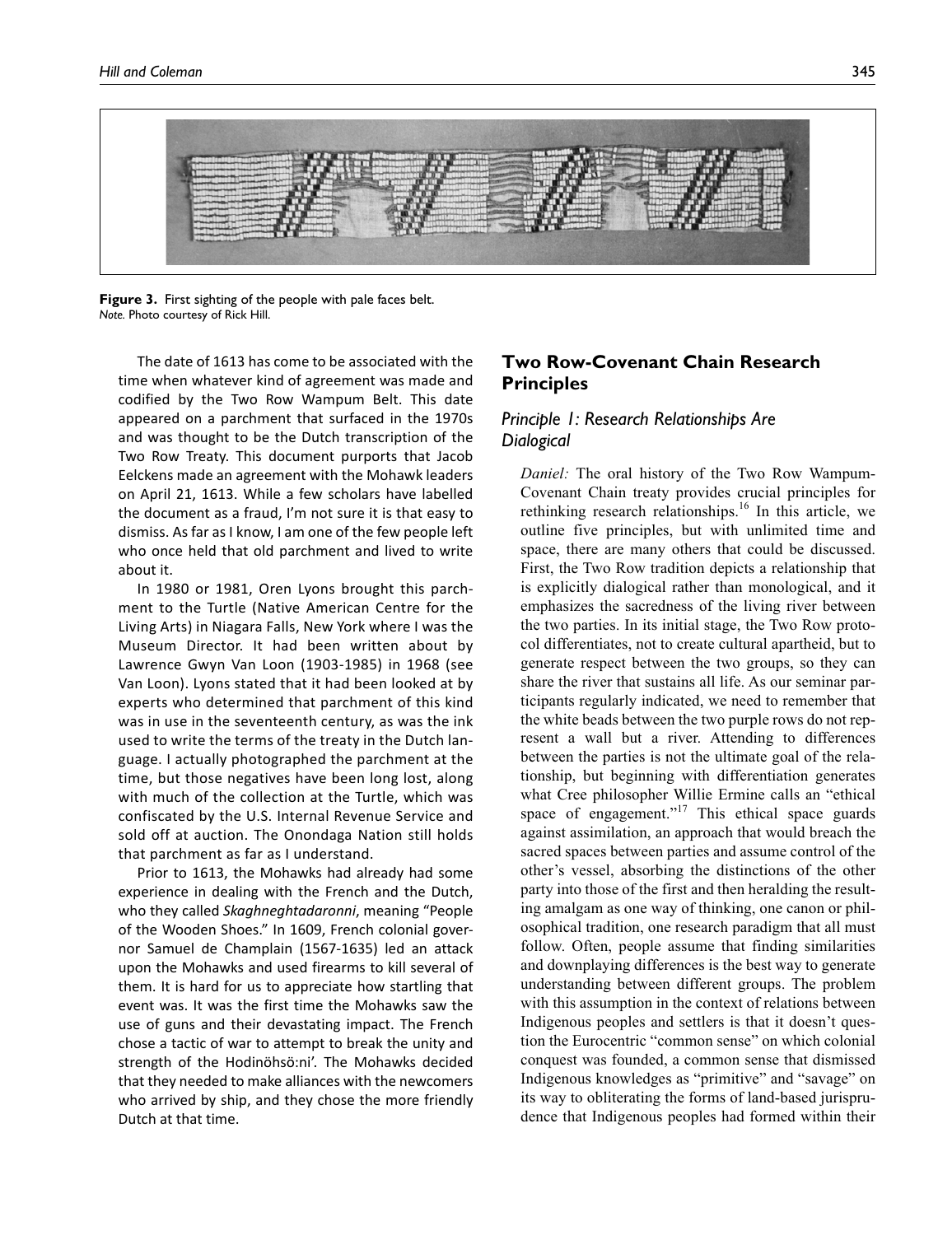**Figure 3.** First sighting of the people with pale faces belt.
*Note.* Photo courtesy of Rick Hill.

The date of 1613 has come to be associated with the time when whatever kind of agreement was made and codified by the Two Row Wampum Belt. This date appeared on a parchment that surfaced in the 1970s and was thought to be the Dutch transcription of the Two Row Treaty. This document purports that Jacob Eelckens made an agreement with the Mohawk leaders on April 21, 1613. While a few scholars have labelled the document as a fraud, I'm not sure it is that easy to dismiss. As far as I know, I am one of the few people left who once held that old parchment and lived to write about it.

In 1980 or 1981, Oren Lyons brought this parchment to the Turtle (Native American Centre for the Living Arts) in Niagara Falls, New York where I was the Museum Director. It had been written about by Lawrence Gwyn Van Loon (1903-1985) in 1968 (see Van Loon). Lyons stated that it had been looked at by experts who determined that parchment of this kind was in use in the seventeenth century, as was the ink used to write the terms of the treaty in the Dutch language. I actually photographed the parchment at the time, but those negatives have been long lost, along with much of the collection at the Turtle, which was confiscated by the U.S. Internal Revenue Service and sold off at auction. The Onondaga Nation still holds that parchment as far as I understand.

Prior to 1613, the Mohawks had already had some experience in dealing with the French and the Dutch, who they called *Skaghneghtadaronni*, meaning "People of the Wooden Shoes." In 1609, French colonial governor Samuel de Champlain (1567-1635) led an attack upon the Mohawks and used firearms to kill several of them. It is hard for us to appreciate how startling that event was. It was the first time the Mohawks saw the use of guns and their devastating impact. The French chose a tactic of war to attempt to break the unity and strength of the Hodinöhsö:ni'. The Mohawks decided that they needed to make alliances with the newcomers who arrived by ship, and they chose the more friendly Dutch at that time.

## Two Row-Covenant Chain Research Principles

### Principle 1: Research Relationships Are Dialogical

*Daniel:* The oral history of the Two Row Wampum-Covenant Chain treaty provides crucial principles for rethinking research relationships.[16] In this article, we outline five principles, but with unlimited time and space, there are many others that could be discussed. First, the Two Row tradition depicts a relationship that is explicitly dialogical rather than monological, and it emphasizes the sacredness of the living river between the two parties. In its initial stage, the Two Row protocol differentiates, not to create cultural apartheid, but to generate respect between the two groups, so they can share the river that sustains all life. As our seminar participants regularly indicated, we need to remember that the white beads between the two purple rows do not represent a wall but a river. Attending to differences between the parties is not the ultimate goal of the relationship, but beginning with differentiation generates what Cree philosopher Willie Ermine calls an "ethical space of engagement."[17] This ethical space guards against assimilation, an approach that would breach the sacred spaces between parties and assume control of the other's vessel, absorbing the distinctions of the other party into those of the first and then heralding the resulting amalgam as one way of thinking, one canon or philosophical tradition, one research paradigm that all must follow. Often, people assume that finding similarities and downplaying differences is the best way to generate understanding between different groups. The problem with this assumption in the context of relations between Indigenous peoples and settlers is that it doesn't question the Eurocentric "common sense" on which colonial conquest was founded, a common sense that dismissed Indigenous knowledges as "primitive" and "savage" on its way to obliterating the forms of land-based jurisprudence that Indigenous peoples had formed within their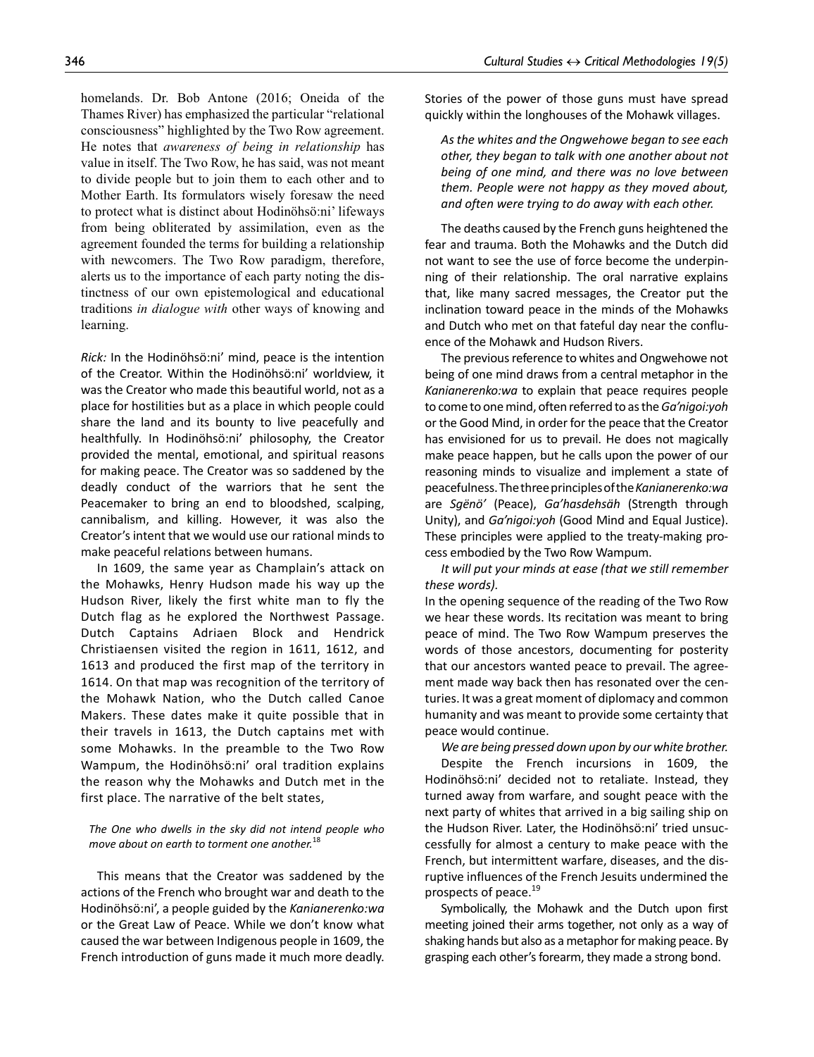homelands. Dr. Bob Antone (2016; Oneida of the Thames River) has emphasized the particular "relational consciousness" highlighted by the Two Row agreement. He notes that *awareness of being in relationship* has value in itself. The Two Row, he has said, was not meant to divide people but to join them to each other and to Mother Earth. Its formulators wisely foresaw the need to protect what is distinct about Hodinöhsö:ni' lifeways from being obliterated by assimilation, even as the agreement founded the terms for building a relationship with newcomers. The Two Row paradigm, therefore, alerts us to the importance of each party noting the distinctness of our own epistemological and educational traditions *in dialogue with* other ways of knowing and learning.

*Rick:* In the Hodinöhsö:ni' mind, peace is the intention of the Creator. Within the Hodinöhsö:ni' worldview, it was the Creator who made this beautiful world, not as a place for hostilities but as a place in which people could share the land and its bounty to live peacefully and healthfully. In Hodinöhsö:ni' philosophy, the Creator provided the mental, emotional, and spiritual reasons for making peace. The Creator was so saddened by the deadly conduct of the warriors that he sent the Peacemaker to bring an end to bloodshed, scalping, cannibalism, and killing. However, it was also the Creator's intent that we would use our rational minds to make peaceful relations between humans.

In 1609, the same year as Champlain's attack on the Mohawks, Henry Hudson made his way up the Hudson River, likely the first white man to fly the Dutch flag as he explored the Northwest Passage. Dutch Captains Adriaen Block and Hendrick Christiaensen visited the region in 1611, 1612, and 1613 and produced the first map of the territory in 1614. On that map was recognition of the territory of the Mohawk Nation, who the Dutch called Canoe Makers. These dates make it quite possible that in their travels in 1613, the Dutch captains met with some Mohawks. In the preamble to the Two Row Wampum, the Hodinöhsö:ni' oral tradition explains the reason why the Mohawks and Dutch met in the first place. The narrative of the belt states,

> *The One who dwells in the sky did not intend people who move about on earth to torment one another.*[18]

This means that the Creator was saddened by the actions of the French who brought war and death to the Hodinöhsö:ni', a people guided by the *Kanianerenko:wa* or the Great Law of Peace. While we don't know what caused the war between Indigenous people in 1609, the French introduction of guns made it much more deadly. Stories of the power of those guns must have spread quickly within the longhouses of the Mohawk villages.

> *As the whites and the Ongwehowe began to see each other, they began to talk with one another about not being of one mind, and there was no love between them. People were not happy as they moved about, and often were trying to do away with each other.*

The deaths caused by the French guns heightened the fear and trauma. Both the Mohawks and the Dutch did not want to see the use of force become the underpinning of their relationship. The oral narrative explains that, like many sacred messages, the Creator put the inclination toward peace in the minds of the Mohawks and Dutch who met on that fateful day near the confluence of the Mohawk and Hudson Rivers.

The previous reference to whites and Ongwehowe not being of one mind draws from a central metaphor in the *Kanianerenko:wa* to explain that peace requires people to come to one mind, often referred to as the *Ga'nigoi:yoh* or the Good Mind, in order for the peace that the Creator has envisioned for us to prevail. He does not magically make peace happen, but he calls upon the power of our reasoning minds to visualize and implement a state of peacefulness. The three principles of the *Kanianerenko:wa* are *Sgënö'* (Peace), *Ga'hasdehsäh* (Strength through Unity), and *Ga'nigoi:yoh* (Good Mind and Equal Justice). These principles were applied to the treaty-making process embodied by the Two Row Wampum.

*It will put your minds at ease (that we still remember these words).*

In the opening sequence of the reading of the Two Row we hear these words. Its recitation was meant to bring peace of mind. The Two Row Wampum preserves the words of those ancestors, documenting for posterity that our ancestors wanted peace to prevail. The agreement made way back then has resonated over the centuries. It was a great moment of diplomacy and common humanity and was meant to provide some certainty that peace would continue.

*We are being pressed down upon by our white brother.*

Despite the French incursions in 1609, the Hodinöhsö:ni' decided not to retaliate. Instead, they turned away from warfare, and sought peace with the next party of whites that arrived in a big sailing ship on the Hudson River. Later, the Hodinöhsö:ni' tried unsuccessfully for almost a century to make peace with the French, but intermittent warfare, diseases, and the disruptive influences of the French Jesuits undermined the prospects of peace.[19]

Symbolically, the Mohawk and the Dutch upon first meeting joined their arms together, not only as a way of shaking hands but also as a metaphor for making peace. By grasping each other's forearm, they made a strong bond.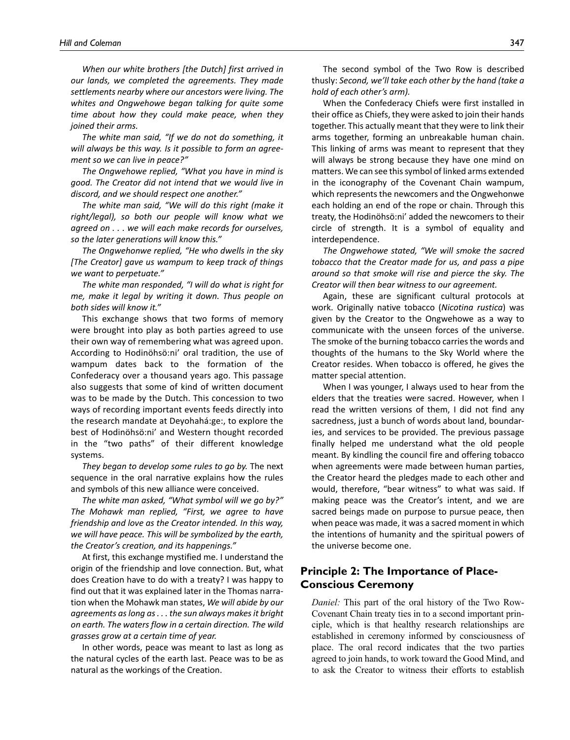*When our white brothers [the Dutch] first arrived in our lands, we completed the agreements. They made settlements nearby where our ancestors were living. The whites and Ongwehowe began talking for quite some time about how they could make peace, when they joined their arms.*

*The white man said, "If we do not do something, it will always be this way. Is it possible to form an agreement so we can live in peace?"*

*The Ongwehowe replied, "What you have in mind is good. The Creator did not intend that we would live in discord, and we should respect one another."*

*The white man said, "We will do this right (make it right/legal), so both our people will know what we agreed on . . . we will each make records for ourselves, so the later generations will know this."*

*The Ongwehonwe replied, "He who dwells in the sky [The Creator] gave us wampum to keep track of things we want to perpetuate."*

*The white man responded, "I will do what is right for me, make it legal by writing it down. Thus people on both sides will know it."*

This exchange shows that two forms of memory were brought into play as both parties agreed to use their own way of remembering what was agreed upon. According to Hodinöhsö:ni' oral tradition, the use of wampum dates back to the formation of the Confederacy over a thousand years ago. This passage also suggests that some of kind of written document was to be made by the Dutch. This concession to two ways of recording important events feeds directly into the research mandate at Deyohahá:ge:, to explore the best of Hodinöhsö:ni' and Western thought recorded in the "two paths" of their different knowledge systems.

*They began to develop some rules to go by.* The next sequence in the oral narrative explains how the rules and symbols of this new alliance were conceived.

*The white man asked, "What symbol will we go by?" The Mohawk man replied, "First, we agree to have friendship and love as the Creator intended. In this way, we will have peace. This will be symbolized by the earth, the Creator's creation, and its happenings."*

At first, this exchange mystified me. I understand the origin of the friendship and love connection. But, what does Creation have to do with a treaty? I was happy to find out that it was explained later in the Thomas narration when the Mohawk man states, *We will abide by our agreements as long as . . . the sun always makes it bright on earth. The waters flow in a certain direction. The wild grasses grow at a certain time of year.*

In other words, peace was meant to last as long as the natural cycles of the earth last. Peace was to be as natural as the workings of the Creation.

The second symbol of the Two Row is described thusly: *Second, we'll take each other by the hand (take a hold of each other's arm).*

When the Confederacy Chiefs were first installed in their office as Chiefs, they were asked to join their hands together. This actually meant that they were to link their arms together, forming an unbreakable human chain. This linking of arms was meant to represent that they will always be strong because they have one mind on matters. We can see this symbol of linked arms extended in the iconography of the Covenant Chain wampum, which represents the newcomers and the Ongwehonwe each holding an end of the rope or chain. Through this treaty, the Hodinöhsö:ni' added the newcomers to their circle of strength. It is a symbol of equality and interdependence.

*The Ongwehowe stated, "We will smoke the sacred tobacco that the Creator made for us, and pass a pipe around so that smoke will rise and pierce the sky. The Creator will then bear witness to our agreement.*

Again, these are significant cultural protocols at work. Originally native tobacco (*Nicotina rustica*) was given by the Creator to the Ongwehowe as a way to communicate with the unseen forces of the universe. The smoke of the burning tobacco carries the words and thoughts of the humans to the Sky World where the Creator resides. When tobacco is offered, he gives the matter special attention.

When I was younger, I always used to hear from the elders that the treaties were sacred. However, when I read the written versions of them, I did not find any sacredness, just a bunch of words about land, boundaries, and services to be provided. The previous passage finally helped me understand what the old people meant. By kindling the council fire and offering tobacco when agreements were made between human parties, the Creator heard the pledges made to each other and would, therefore, "bear witness" to what was said. If making peace was the Creator's intent, and we are sacred beings made on purpose to pursue peace, then when peace was made, it was a sacred moment in which the intentions of humanity and the spiritual powers of the universe become one.

## Principle 2: The Importance of Place-Conscious Ceremony

*Daniel:* This part of the oral history of the Two Row-Covenant Chain treaty ties in to a second important principle, which is that healthy research relationships are established in ceremony informed by consciousness of place. The oral record indicates that the two parties agreed to join hands, to work toward the Good Mind, and to ask the Creator to witness their efforts to establish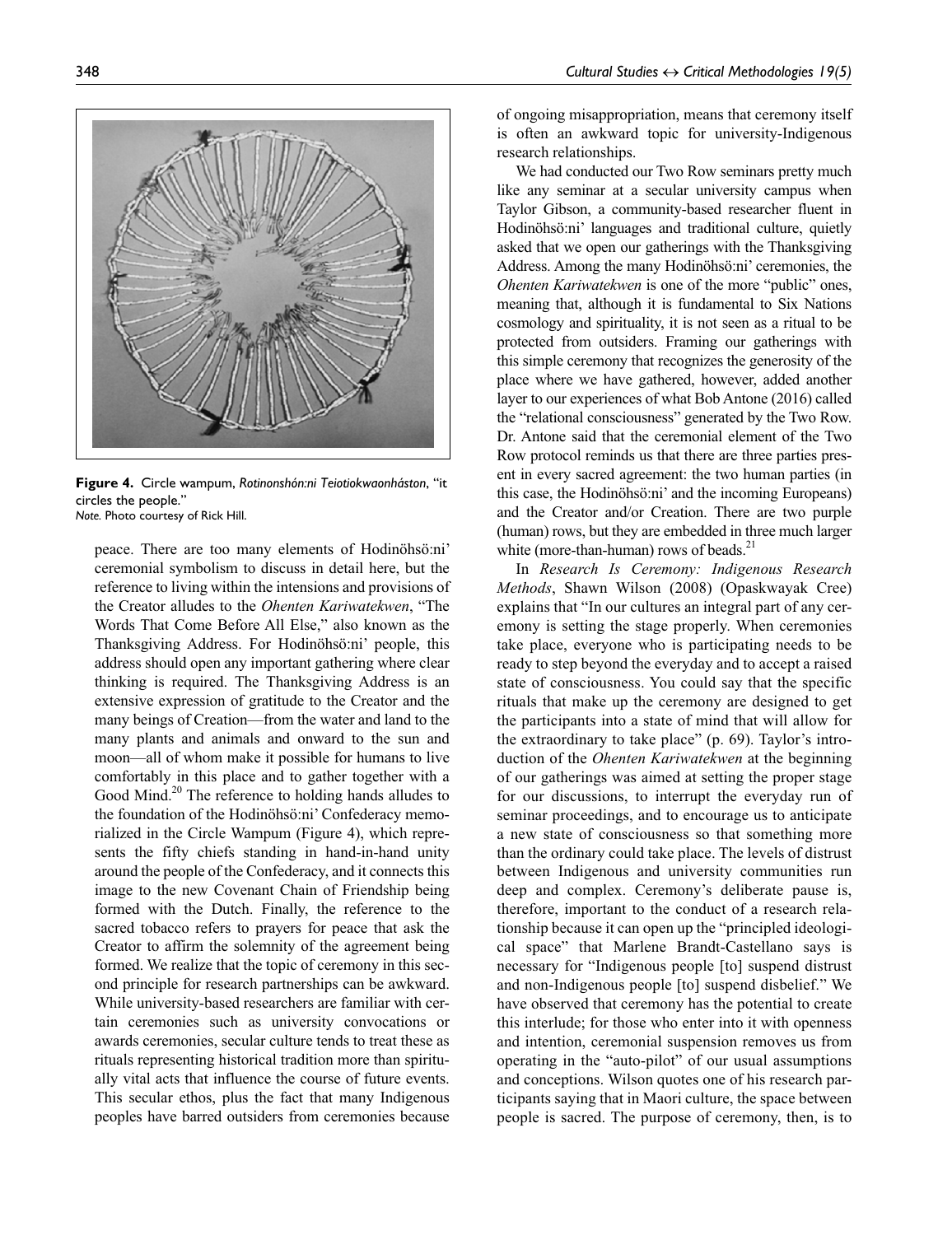**Figure 4.** Circle wampum, *Rotinonshón:ni Teiotiokwaonháston*, "it circles the people."
*Note.* Photo courtesy of Rick Hill.

peace. There are too many elements of Hodinöhsö:ni' ceremonial symbolism to discuss in detail here, but the reference to living within the intensions and provisions of the Creator alludes to the *Ohenten Kariwatekwen*, "The Words That Come Before All Else," also known as the Thanksgiving Address. For Hodinöhsö:ni' people, this address should open any important gathering where clear thinking is required. The Thanksgiving Address is an extensive expression of gratitude to the Creator and the many beings of Creation—from the water and land to the many plants and animals and onward to the sun and moon—all of whom make it possible for humans to live comfortably in this place and to gather together with a Good Mind.[20] The reference to holding hands alludes to the foundation of the Hodinöhsö:ni' Confederacy memorialized in the Circle Wampum (Figure 4), which represents the fifty chiefs standing in hand-in-hand unity around the people of the Confederacy, and it connects this image to the new Covenant Chain of Friendship being formed with the Dutch. Finally, the reference to the sacred tobacco refers to prayers for peace that ask the Creator to affirm the solemnity of the agreement being formed. We realize that the topic of ceremony in this second principle for research partnerships can be awkward. While university-based researchers are familiar with certain ceremonies such as university convocations or awards ceremonies, secular culture tends to treat these as rituals representing historical tradition more than spiritually vital acts that influence the course of future events. This secular ethos, plus the fact that many Indigenous peoples have barred outsiders from ceremonies because of ongoing misappropriation, means that ceremony itself is often an awkward topic for university-Indigenous research relationships.

We had conducted our Two Row seminars pretty much like any seminar at a secular university campus when Taylor Gibson, a community-based researcher fluent in Hodinöhsö:ni' languages and traditional culture, quietly asked that we open our gatherings with the Thanksgiving Address. Among the many Hodinöhsö:ni' ceremonies, the *Ohenten Kariwatekwen* is one of the more "public" ones, meaning that, although it is fundamental to Six Nations cosmology and spirituality, it is not seen as a ritual to be protected from outsiders. Framing our gatherings with this simple ceremony that recognizes the generosity of the place where we have gathered, however, added another layer to our experiences of what Bob Antone (2016) called the "relational consciousness" generated by the Two Row. Dr. Antone said that the ceremonial element of the Two Row protocol reminds us that there are three parties present in every sacred agreement: the two human parties (in this case, the Hodinöhsö:ni' and the incoming Europeans) and the Creator and/or Creation. There are two purple (human) rows, but they are embedded in three much larger white (more-than-human) rows of beads.[21]

In *Research Is Ceremony: Indigenous Research Methods*, Shawn Wilson (2008) (Opaskwayak Cree) explains that "In our cultures an integral part of any ceremony is setting the stage properly. When ceremonies take place, everyone who is participating needs to be ready to step beyond the everyday and to accept a raised state of consciousness. You could say that the specific rituals that make up the ceremony are designed to get the participants into a state of mind that will allow for the extraordinary to take place" (p. 69). Taylor's introduction of the *Ohenten Kariwatekwen* at the beginning of our gatherings was aimed at setting the proper stage for our discussions, to interrupt the everyday run of seminar proceedings, and to encourage us to anticipate a new state of consciousness so that something more than the ordinary could take place. The levels of distrust between Indigenous and university communities run deep and complex. Ceremony's deliberate pause is, therefore, important to the conduct of a research relationship because it can open up the "principled ideological space" that Marlene Brandt-Castellano says is necessary for "Indigenous people [to] suspend distrust and non-Indigenous people [to] suspend disbelief." We have observed that ceremony has the potential to create this interlude; for those who enter into it with openness and intention, ceremonial suspension removes us from operating in the "auto-pilot" of our usual assumptions and conceptions. Wilson quotes one of his research participants saying that in Maori culture, the space between people is sacred. The purpose of ceremony, then, is to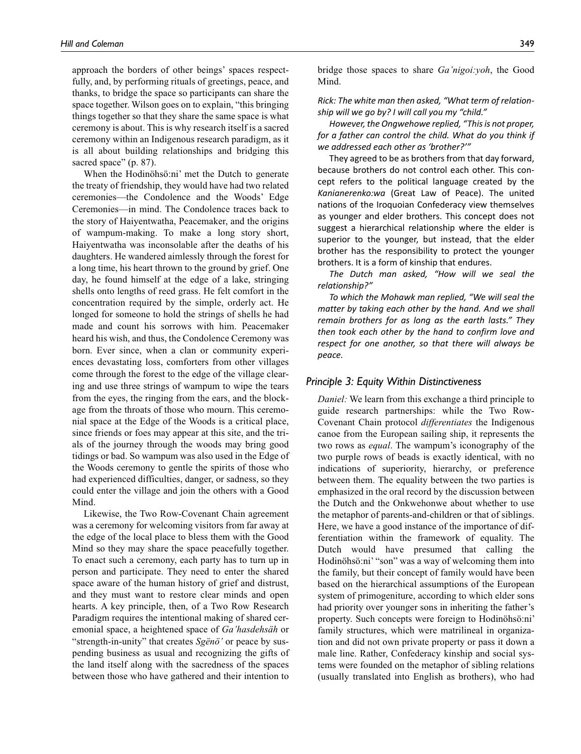approach the borders of other beings' spaces respectfully, and, by performing rituals of greetings, peace, and thanks, to bridge the space so participants can share the space together. Wilson goes on to explain, "this bringing things together so that they share the same space is what ceremony is about. This is why research itself is a sacred ceremony within an Indigenous research paradigm, as it is all about building relationships and bridging this sacred space" (p. 87).

When the Hodinöhsö:ni' met the Dutch to generate the treaty of friendship, they would have had two related ceremonies—the Condolence and the Woods' Edge Ceremonies—in mind. The Condolence traces back to the story of Haiyentwatha, Peacemaker, and the origins of wampum-making. To make a long story short, Haiyentwatha was inconsolable after the deaths of his daughters. He wandered aimlessly through the forest for a long time, his heart thrown to the ground by grief. One day, he found himself at the edge of a lake, stringing shells onto lengths of reed grass. He felt comfort in the concentration required by the simple, orderly act. He longed for someone to hold the strings of shells he had made and count his sorrows with him. Peacemaker heard his wish, and thus, the Condolence Ceremony was born. Ever since, when a clan or community experiences devastating loss, comforters from other villages come through the forest to the edge of the village clearing and use three strings of wampum to wipe the tears from the eyes, the ringing from the ears, and the blockage from the throats of those who mourn. This ceremonial space at the Edge of the Woods is a critical place, since friends or foes may appear at this site, and the trials of the journey through the woods may bring good tidings or bad. So wampum was also used in the Edge of the Woods ceremony to gentle the spirits of those who had experienced difficulties, danger, or sadness, so they could enter the village and join the others with a Good Mind.

Likewise, the Two Row-Covenant Chain agreement was a ceremony for welcoming visitors from far away at the edge of the local place to bless them with the Good Mind so they may share the space peacefully together. To enact such a ceremony, each party has to turn up in person and participate. They need to enter the shared space aware of the human history of grief and distrust, and they must want to restore clear minds and open hearts. A key principle, then, of a Two Row Research Paradigm requires the intentional making of shared ceremonial space, a heightened space of *Ga'hasdehsäh* or "strength-in-unity" that creates *Sgënö'* or peace by suspending business as usual and recognizing the gifts of the land itself along with the sacredness of the spaces between those who have gathered and their intention to bridge those spaces to share *Ga'nigoi:yoh*, the Good Mind.

*Rick: The white man then asked, "What term of relationship will we go by? I will call you my "child."*

*However, the Ongwehowe replied, "This is not proper, for a father can control the child. What do you think if we addressed each other as 'brother?'"*

They agreed to be as brothers from that day forward, because brothers do not control each other. This concept refers to the political language created by the *Kanianerenko:wa* (Great Law of Peace). The united nations of the Iroquoian Confederacy view themselves as younger and elder brothers. This concept does not suggest a hierarchical relationship where the elder is superior to the younger, but instead, that the elder brother has the responsibility to protect the younger brothers. It is a form of kinship that endures.

*The Dutch man asked, "How will we seal the relationship?"*

*To which the Mohawk man replied, "We will seal the matter by taking each other by the hand. And we shall remain brothers for as long as the earth lasts." They then took each other by the hand to confirm love and respect for one another, so that there will always be peace.*

### Principle 3: Equity Within Distinctiveness

*Daniel:* We learn from this exchange a third principle to guide research partnerships: while the Two Row-Covenant Chain protocol *differentiates* the Indigenous canoe from the European sailing ship, it represents the two rows as *equal*. The wampum's iconography of the two purple rows of beads is exactly identical, with no indications of superiority, hierarchy, or preference between them. The equality between the two parties is emphasized in the oral record by the discussion between the Dutch and the Onkwehonwe about whether to use the metaphor of parents-and-children or that of siblings. Here, we have a good instance of the importance of differentiation within the framework of equality. The Dutch would have presumed that calling the Hodinöhsö:ni' "son" was a way of welcoming them into the family, but their concept of family would have been based on the hierarchical assumptions of the European system of primogeniture, according to which elder sons had priority over younger sons in inheriting the father's property. Such concepts were foreign to Hodinöhsö:ni' family structures, which were matrilineal in organization and did not own private property or pass it down a male line. Rather, Confederacy kinship and social systems were founded on the metaphor of sibling relations (usually translated into English as brothers), who had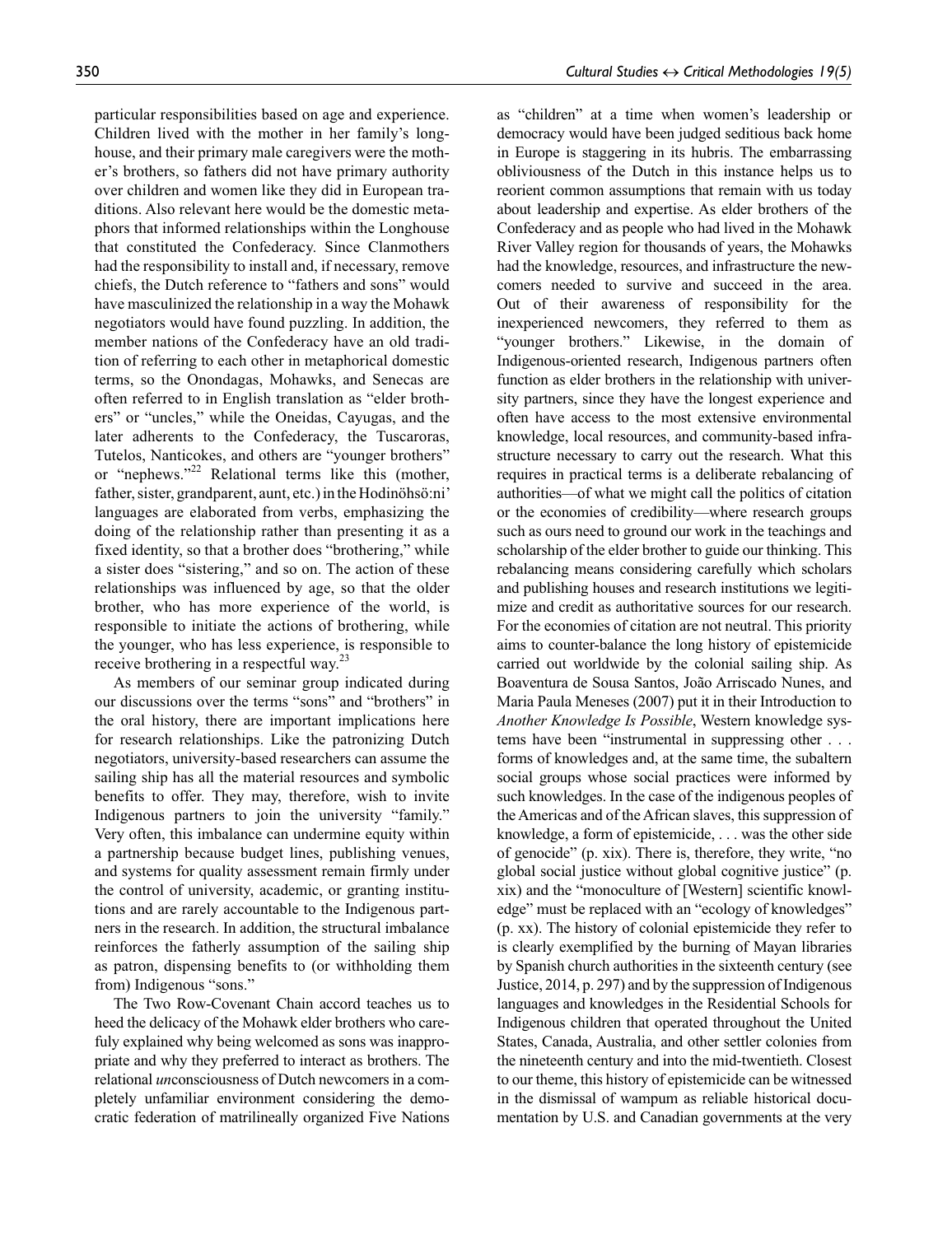particular responsibilities based on age and experience. Children lived with the mother in her family's longhouse, and their primary male caregivers were the mother's brothers, so fathers did not have primary authority over children and women like they did in European traditions. Also relevant here would be the domestic metaphors that informed relationships within the Longhouse that constituted the Confederacy. Since Clanmothers had the responsibility to install and, if necessary, remove chiefs, the Dutch reference to "fathers and sons" would have masculinized the relationship in a way the Mohawk negotiators would have found puzzling. In addition, the member nations of the Confederacy have an old tradition of referring to each other in metaphorical domestic terms, so the Onondagas, Mohawks, and Senecas are often referred to in English translation as "elder brothers" or "uncles," while the Oneidas, Cayugas, and the later adherents to the Confederacy, the Tuscaroras, Tutelos, Nanticokes, and others are "younger brothers" or "nephews."[22] Relational terms like this (mother, father, sister, grandparent, aunt, etc.) in the Hodinöhsö:ni' languages are elaborated from verbs, emphasizing the doing of the relationship rather than presenting it as a fixed identity, so that a brother does "brothering," while a sister does "sistering," and so on. The action of these relationships was influenced by age, so that the older brother, who has more experience of the world, is responsible to initiate the actions of brothering, while the younger, who has less experience, is responsible to receive brothering in a respectful way.[23]

As members of our seminar group indicated during our discussions over the terms "sons" and "brothers" in the oral history, there are important implications here for research relationships. Like the patronizing Dutch negotiators, university-based researchers can assume the sailing ship has all the material resources and symbolic benefits to offer. They may, therefore, wish to invite Indigenous partners to join the university "family." Very often, this imbalance can undermine equity within a partnership because budget lines, publishing venues, and systems for quality assessment remain firmly under the control of university, academic, or granting institutions and are rarely accountable to the Indigenous partners in the research. In addition, the structural imbalance reinforces the fatherly assumption of the sailing ship as patron, dispensing benefits to (or withholding them from) Indigenous "sons."

The Two Row-Covenant Chain accord teaches us to heed the delicacy of the Mohawk elder brothers who carefuly explained why being welcomed as sons was inappropriate and why they preferred to interact as brothers. The relational *un*consciousness of Dutch newcomers in a completely unfamiliar environment considering the democratic federation of matrilineally organized Five Nations as "children" at a time when women's leadership or democracy would have been judged seditious back home in Europe is staggering in its hubris. The embarrassing obliviousness of the Dutch in this instance helps us to reorient common assumptions that remain with us today about leadership and expertise. As elder brothers of the Confederacy and as people who had lived in the Mohawk River Valley region for thousands of years, the Mohawks had the knowledge, resources, and infrastructure the newcomers needed to survive and succeed in the area. Out of their awareness of responsibility for the inexperienced newcomers, they referred to them as "younger brothers." Likewise, in the domain of Indigenous-oriented research, Indigenous partners often function as elder brothers in the relationship with university partners, since they have the longest experience and often have access to the most extensive environmental knowledge, local resources, and community-based infrastructure necessary to carry out the research. What this requires in practical terms is a deliberate rebalancing of authorities—of what we might call the politics of citation or the economies of credibility—where research groups such as ours need to ground our work in the teachings and scholarship of the elder brother to guide our thinking. This rebalancing means considering carefully which scholars and publishing houses and research institutions we legitimize and credit as authoritative sources for our research. For the economies of citation are not neutral. This priority aims to counter-balance the long history of epistemicide carried out worldwide by the colonial sailing ship. As Boaventura de Sousa Santos, João Arriscado Nunes, and Maria Paula Meneses (2007) put it in their Introduction to *Another Knowledge Is Possible*, Western knowledge systems have been "instrumental in suppressing other . . . forms of knowledges and, at the same time, the subaltern social groups whose social practices were informed by such knowledges. In the case of the indigenous peoples of the Americas and of the African slaves, this suppression of knowledge, a form of epistemicide, . . . was the other side of genocide" (p. xix). There is, therefore, they write, "no global social justice without global cognitive justice" (p. xix) and the "monoculture of [Western] scientific knowledge" must be replaced with an "ecology of knowledges" (p. xx). The history of colonial epistemicide they refer to is clearly exemplified by the burning of Mayan libraries by Spanish church authorities in the sixteenth century (see Justice, 2014, p. 297) and by the suppression of Indigenous languages and knowledges in the Residential Schools for Indigenous children that operated throughout the United States, Canada, Australia, and other settler colonies from the nineteenth century and into the mid-twentieth. Closest to our theme, this history of epistemicide can be witnessed in the dismissal of wampum as reliable historical documentation by U.S. and Canadian governments at the very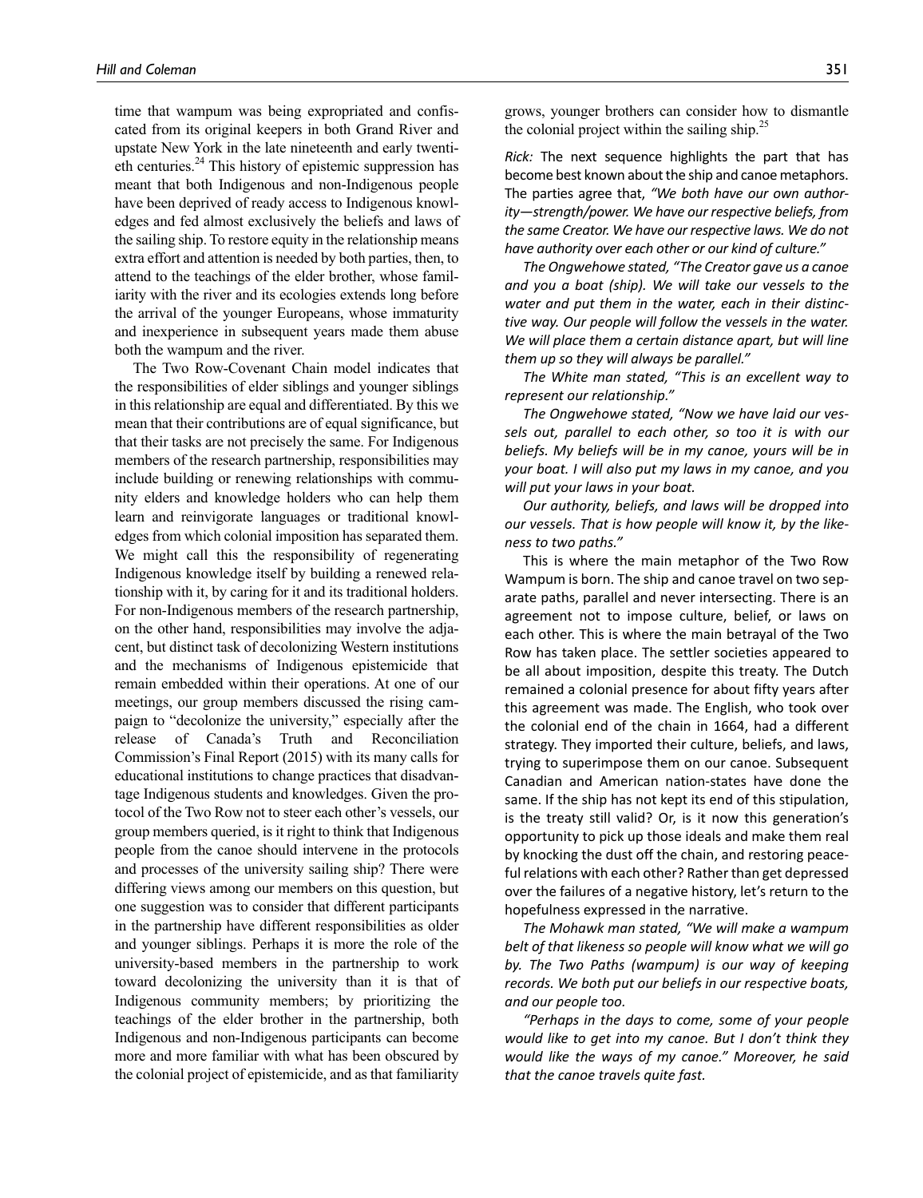time that wampum was being expropriated and confiscated from its original keepers in both Grand River and upstate New York in the late nineteenth and early twentieth centuries.[24] This history of epistemic suppression has meant that both Indigenous and non-Indigenous people have been deprived of ready access to Indigenous knowledges and fed almost exclusively the beliefs and laws of the sailing ship. To restore equity in the relationship means extra effort and attention is needed by both parties, then, to attend to the teachings of the elder brother, whose familiarity with the river and its ecologies extends long before the arrival of the younger Europeans, whose immaturity and inexperience in subsequent years made them abuse both the wampum and the river.

The Two Row-Covenant Chain model indicates that the responsibilities of elder siblings and younger siblings in this relationship are equal and differentiated. By this we mean that their contributions are of equal significance, but that their tasks are not precisely the same. For Indigenous members of the research partnership, responsibilities may include building or renewing relationships with community elders and knowledge holders who can help them learn and reinvigorate languages or traditional knowledges from which colonial imposition has separated them. We might call this the responsibility of regenerating Indigenous knowledge itself by building a renewed relationship with it, by caring for it and its traditional holders. For non-Indigenous members of the research partnership, on the other hand, responsibilities may involve the adjacent, but distinct task of decolonizing Western institutions and the mechanisms of Indigenous epistemicide that remain embedded within their operations. At one of our meetings, our group members discussed the rising campaign to "decolonize the university," especially after the release of Canada's Truth and Reconciliation Commission's Final Report (2015) with its many calls for educational institutions to change practices that disadvantage Indigenous students and knowledges. Given the protocol of the Two Row not to steer each other's vessels, our group members queried, is it right to think that Indigenous people from the canoe should intervene in the protocols and processes of the university sailing ship? There were differing views among our members on this question, but one suggestion was to consider that different participants in the partnership have different responsibilities as older and younger siblings. Perhaps it is more the role of the university-based members in the partnership to work toward decolonizing the university than it is that of Indigenous community members; by prioritizing the teachings of the elder brother in the partnership, both Indigenous and non-Indigenous participants can become more and more familiar with what has been obscured by the colonial project of epistemicide, and as that familiarity grows, younger brothers can consider how to dismantle the colonial project within the sailing ship.[25]

*Rick:* The next sequence highlights the part that has become best known about the ship and canoe metaphors. The parties agree that, *"We both have our own authority—strength/power. We have our respective beliefs, from the same Creator. We have our respective laws. We do not have authority over each other or our kind of culture."*

*The Ongwehowe stated, "The Creator gave us a canoe and you a boat (ship). We will take our vessels to the water and put them in the water, each in their distinctive way. Our people will follow the vessels in the water. We will place them a certain distance apart, but will line them up so they will always be parallel."*

*The White man stated, "This is an excellent way to represent our relationship."*

*The Ongwehowe stated, "Now we have laid our vessels out, parallel to each other, so too it is with our beliefs. My beliefs will be in my canoe, yours will be in your boat. I will also put my laws in my canoe, and you will put your laws in your boat.*

*Our authority, beliefs, and laws will be dropped into our vessels. That is how people will know it, by the likeness to two paths."*

This is where the main metaphor of the Two Row Wampum is born. The ship and canoe travel on two separate paths, parallel and never intersecting. There is an agreement not to impose culture, belief, or laws on each other. This is where the main betrayal of the Two Row has taken place. The settler societies appeared to be all about imposition, despite this treaty. The Dutch remained a colonial presence for about fifty years after this agreement was made. The English, who took over the colonial end of the chain in 1664, had a different strategy. They imported their culture, beliefs, and laws, trying to superimpose them on our canoe. Subsequent Canadian and American nation-states have done the same. If the ship has not kept its end of this stipulation, is the treaty still valid? Or, is it now this generation's opportunity to pick up those ideals and make them real by knocking the dust off the chain, and restoring peaceful relations with each other? Rather than get depressed over the failures of a negative history, let's return to the hopefulness expressed in the narrative.

*The Mohawk man stated, "We will make a wampum belt of that likeness so people will know what we will go by. The Two Paths (wampum) is our way of keeping records. We both put our beliefs in our respective boats, and our people too.*

*"Perhaps in the days to come, some of your people would like to get into my canoe. But I don't think they would like the ways of my canoe." Moreover, he said that the canoe travels quite fast.*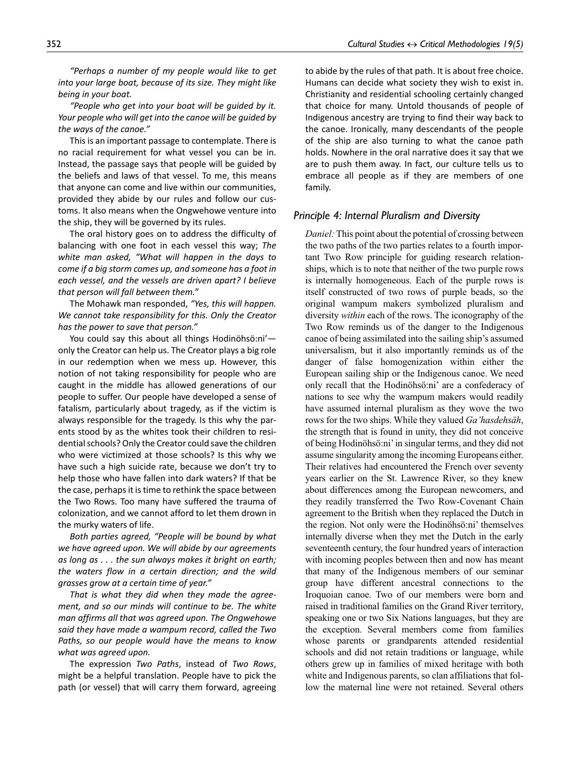*"Perhaps a number of my people would like to get into your large boat, because of its size. They might like being in your boat.*

*"People who get into your boat will be guided by it. Your people who will get into the canoe will be guided by the ways of the canoe."*

This is an important passage to contemplate. There is no racial requirement for what vessel you can be in. Instead, the passage says that people will be guided by the beliefs and laws of that vessel. To me, this means that anyone can come and live within our communities, provided they abide by our rules and follow our customs. It also means when the Ongwehowe venture into the ship, they will be governed by its rules.

The oral history goes on to address the difficulty of balancing with one foot in each vessel this way; *The white man asked, "What will happen in the days to come if a big storm comes up, and someone has a foot in each vessel, and the vessels are driven apart? I believe that person will fall between them."*

The Mohawk man responded, *"Yes, this will happen. We cannot take responsibility for this. Only the Creator has the power to save that person."*

You could say this about all things Hodinöhsö:ni'—only the Creator can help us. The Creator plays a big role in our redemption when we mess up. However, this notion of not taking responsibility for people who are caught in the middle has allowed generations of our people to suffer. Our people have developed a sense of fatalism, particularly about tragedy, as if the victim is always responsible for the tragedy. Is this why the parents stood by as the whites took their children to residential schools? Only the Creator could save the children who were victimized at those schools? Is this why we have such a high suicide rate, because we don't try to help those who have fallen into dark waters? If that be the case, perhaps it is time to rethink the space between the Two Rows. Too many have suffered the trauma of colonization, and we cannot afford to let them drown in the murky waters of life.

*Both parties agreed, "People will be bound by what we have agreed upon. We will abide by our agreements as long as . . . the sun always makes it bright on earth; the waters flow in a certain direction; and the wild grasses grow at a certain time of year."*

*That is what they did when they made the agreement, and so our minds will continue to be. The white man affirms all that was agreed upon. The Ongwehowe said they have made a wampum record, called the Two Paths, so our people would have the means to know what was agreed upon.*

The expression *Two Paths*, instead of *Two Rows*, might be a helpful translation. People have to pick the path (or vessel) that will carry them forward, agreeing to abide by the rules of that path. It is about free choice. Humans can decide what society they wish to exist in. Christianity and residential schooling certainly changed that choice for many. Untold thousands of people of Indigenous ancestry are trying to find their way back to the canoe. Ironically, many descendants of the people of the ship are also turning to what the canoe path holds. Nowhere in the oral narrative does it say that we are to push them away. In fact, our culture tells us to embrace all people as if they are members of one family.

## *Principle 4: Internal Pluralism and Diversity*

*Daniel:* This point about the potential of crossing between the two paths of the two parties relates to a fourth important Two Row principle for guiding research relationships, which is to note that neither of the two purple rows is internally homogeneous. Each of the purple rows is itself constructed of two rows of purple beads, so the original wampum makers symbolized pluralism and diversity *within* each of the rows. The iconography of the Two Row reminds us of the danger to the Indigenous canoe of being assimilated into the sailing ship's assumed universalism, but it also importantly reminds us of the danger of false homogenization within either the European sailing ship or the Indigenous canoe. We need only recall that the Hodinöhsö:ni' are a confederacy of nations to see why the wampum makers would readily have assumed internal pluralism as they wove the two rows for the two ships. While they valued *Ga'hasdehsäh*, the strength that is found in unity, they did not conceive of being Hodinöhsö:ni' in singular terms, and they did not assume singularity among the incoming Europeans either. Their relatives had encountered the French over seventy years earlier on the St. Lawrence River, so they knew about differences among the European newcomers, and they readily transferred the Two Row-Covenant Chain agreement to the British when they replaced the Dutch in the region. Not only were the Hodinöhsö:ni' themselves internally diverse when they met the Dutch in the early seventeenth century, the four hundred years of interaction with incoming peoples between then and now has meant that many of the Indigenous members of our seminar group have different ancestral connections to the Iroquoian canoe. Two of our members were born and raised in traditional families on the Grand River territory, speaking one or two Six Nations languages, but they are the exception. Several members come from families whose parents or grandparents attended residential schools and did not retain traditions or language, while others grew up in families of mixed heritage with both white and Indigenous parents, so clan affiliations that follow the maternal line were not retained. Several others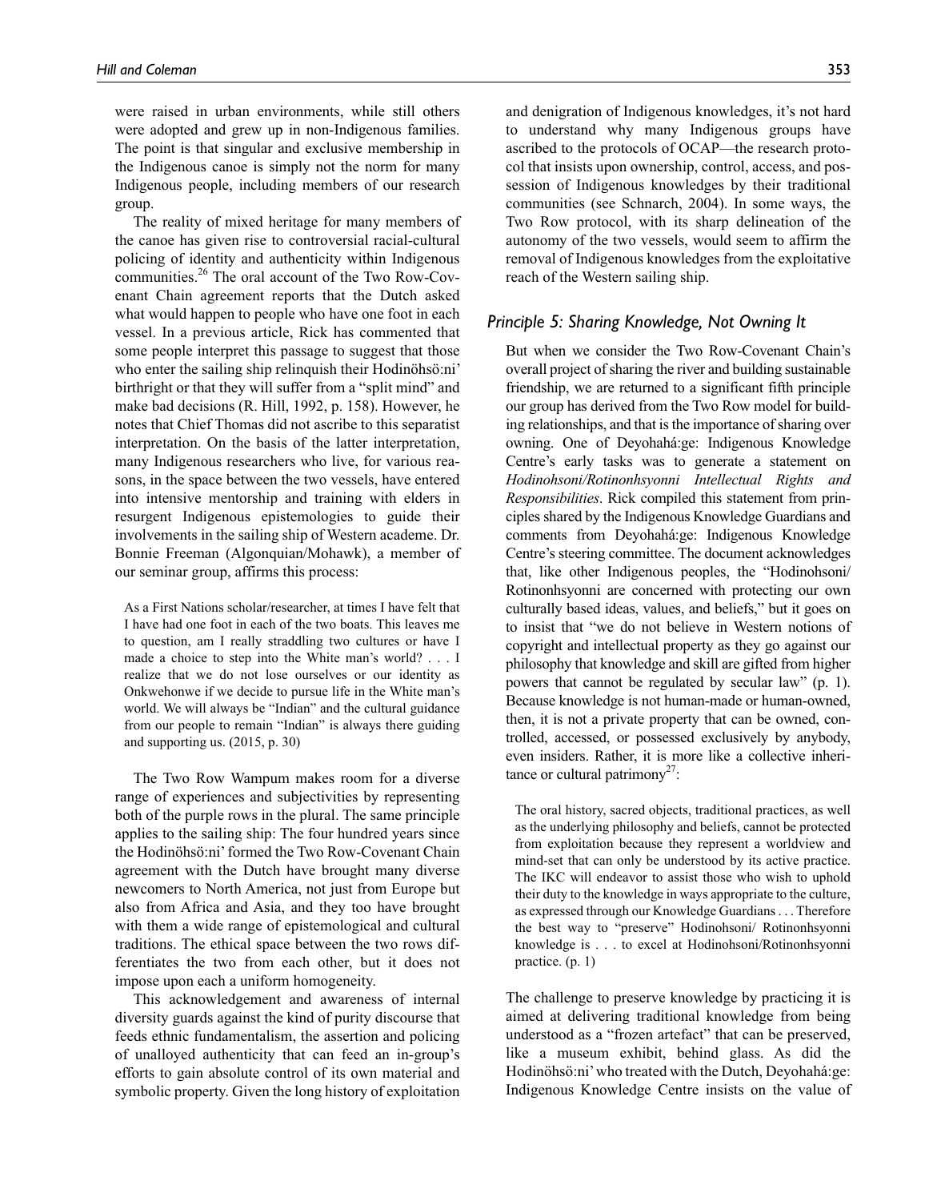were raised in urban environments, while still others were adopted and grew up in non-Indigenous families. The point is that singular and exclusive membership in the Indigenous canoe is simply not the norm for many Indigenous people, including members of our research group.

The reality of mixed heritage for many members of the canoe has given rise to controversial racial-cultural policing of identity and authenticity within Indigenous communities.[26] The oral account of the Two Row-Covenant Chain agreement reports that the Dutch asked what would happen to people who have one foot in each vessel. In a previous article, Rick has commented that some people interpret this passage to suggest that those who enter the sailing ship relinquish their Hodinöhsö:ni' birthright or that they will suffer from a "split mind" and make bad decisions (R. Hill, 1992, p. 158). However, he notes that Chief Thomas did not ascribe to this separatist interpretation. On the basis of the latter interpretation, many Indigenous researchers who live, for various reasons, in the space between the two vessels, have entered into intensive mentorship and training with elders in resurgent Indigenous epistemologies to guide their involvements in the sailing ship of Western academe. Dr. Bonnie Freeman (Algonquian/Mohawk), a member of our seminar group, affirms this process:

> As a First Nations scholar/researcher, at times I have felt that I have had one foot in each of the two boats. This leaves me to question, am I really straddling two cultures or have I made a choice to step into the White man's world? . . . I realize that we do not lose ourselves or our identity as Onkwehonwe if we decide to pursue life in the White man's world. We will always be "Indian" and the cultural guidance from our people to remain "Indian" is always there guiding and supporting us. (2015, p. 30)

The Two Row Wampum makes room for a diverse range of experiences and subjectivities by representing both of the purple rows in the plural. The same principle applies to the sailing ship: The four hundred years since the Hodinöhsö:ni' formed the Two Row-Covenant Chain agreement with the Dutch have brought many diverse newcomers to North America, not just from Europe but also from Africa and Asia, and they too have brought with them a wide range of epistemological and cultural traditions. The ethical space between the two rows differentiates the two from each other, but it does not impose upon each a uniform homogeneity.

This acknowledgement and awareness of internal diversity guards against the kind of purity discourse that feeds ethnic fundamentalism, the assertion and policing of unalloyed authenticity that can feed an in-group's efforts to gain absolute control of its own material and symbolic property. Given the long history of exploitation and denigration of Indigenous knowledges, it's not hard to understand why many Indigenous groups have ascribed to the protocols of OCAP—the research protocol that insists upon ownership, control, access, and possession of Indigenous knowledges by their traditional communities (see Schnarch, 2004). In some ways, the Two Row protocol, with its sharp delineation of the autonomy of the two vessels, would seem to affirm the removal of Indigenous knowledges from the exploitative reach of the Western sailing ship.

### *Principle 5: Sharing Knowledge, Not Owning It*

But when we consider the Two Row-Covenant Chain's overall project of sharing the river and building sustainable friendship, we are returned to a significant fifth principle our group has derived from the Two Row model for building relationships, and that is the importance of sharing over owning. One of Deyohahá:ge: Indigenous Knowledge Centre's early tasks was to generate a statement on *Hodinohsoni/Rotinonhsyonni Intellectual Rights and Responsibilities*. Rick compiled this statement from principles shared by the Indigenous Knowledge Guardians and comments from Deyohahá:ge: Indigenous Knowledge Centre's steering committee. The document acknowledges that, like other Indigenous peoples, the "Hodinohsoni/Rotinonhsyonni are concerned with protecting our own culturally based ideas, values, and beliefs," but it goes on to insist that "we do not believe in Western notions of copyright and intellectual property as they go against our philosophy that knowledge and skill are gifted from higher powers that cannot be regulated by secular law" (p. 1). Because knowledge is not human-made or human-owned, then, it is not a private property that can be owned, controlled, accessed, or possessed exclusively by anybody, even insiders. Rather, it is more like a collective inheritance or cultural patrimony[27]:

> The oral history, sacred objects, traditional practices, as well as the underlying philosophy and beliefs, cannot be protected from exploitation because they represent a worldview and mind-set that can only be understood by its active practice. The IKC will endeavor to assist those who wish to uphold their duty to the knowledge in ways appropriate to the culture, as expressed through our Knowledge Guardians . . . Therefore the best way to "preserve" Hodinohsoni/ Rotinonhsyonni knowledge is . . . to excel at Hodinohsoni/Rotinonhsyonni practice. (p. 1)

The challenge to preserve knowledge by practicing it is aimed at delivering traditional knowledge from being understood as a "frozen artefact" that can be preserved, like a museum exhibit, behind glass. As did the Hodinöhsö:ni' who treated with the Dutch, Deyohahá:ge: Indigenous Knowledge Centre insists on the value of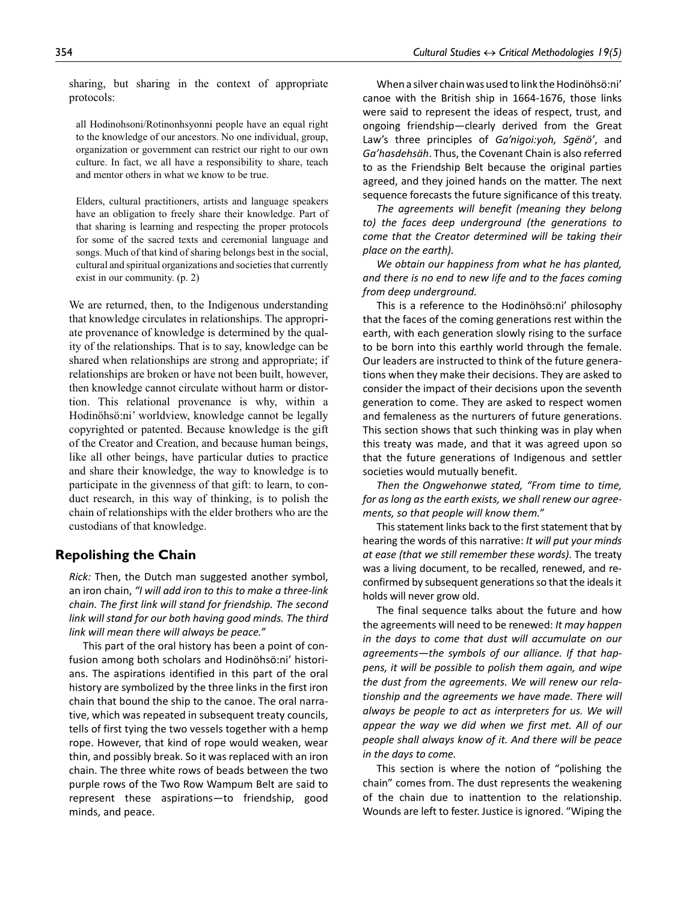sharing, but sharing in the context of appropriate protocols:

> all Hodinohsoni/Rotinonhsyonni people have an equal right to the knowledge of our ancestors. No one individual, group, organization or government can restrict our right to our own culture. In fact, we all have a responsibility to share, teach and mentor others in what we know to be true.
>
> Elders, cultural practitioners, artists and language speakers have an obligation to freely share their knowledge. Part of that sharing is learning and respecting the proper protocols for some of the sacred texts and ceremonial language and songs. Much of that kind of sharing belongs best in the social, cultural and spiritual organizations and societies that currently exist in our community. (p. 2)

We are returned, then, to the Indigenous understanding that knowledge circulates in relationships. The appropriate provenance of knowledge is determined by the quality of the relationships. That is to say, knowledge can be shared when relationships are strong and appropriate; if relationships are broken or have not been built, however, then knowledge cannot circulate without harm or distortion. This relational provenance is why, within a Hodinöhsö:ni' worldview, knowledge cannot be legally copyrighted or patented. Because knowledge is the gift of the Creator and Creation, and because human beings, like all other beings, have particular duties to practice and share their knowledge, the way to knowledge is to participate in the givenness of that gift: to learn, to conduct research, in this way of thinking, is to polish the chain of relationships with the elder brothers who are the custodians of that knowledge.

## Repolishing the Chain

*Rick:* Then, the Dutch man suggested another symbol, an iron chain, *"I will add iron to this to make a three-link chain. The first link will stand for friendship. The second link will stand for our both having good minds. The third link will mean there will always be peace."*

This part of the oral history has been a point of confusion among both scholars and Hodinöhsö:ni' historians. The aspirations identified in this part of the oral history are symbolized by the three links in the first iron chain that bound the ship to the canoe. The oral narrative, which was repeated in subsequent treaty councils, tells of first tying the two vessels together with a hemp rope. However, that kind of rope would weaken, wear thin, and possibly break. So it was replaced with an iron chain. The three white rows of beads between the two purple rows of the Two Row Wampum Belt are said to represent these aspirations—to friendship, good minds, and peace.

When a silver chain was used to link the Hodinöhsö:ni' canoe with the British ship in 1664-1676, those links were said to represent the ideas of respect, trust, and ongoing friendship—clearly derived from the Great Law's three principles of *Ga'nigoi:yoh, Sgënö'*, and *Ga'hasdehsäh*. Thus, the Covenant Chain is also referred to as the Friendship Belt because the original parties agreed, and they joined hands on the matter. The next sequence forecasts the future significance of this treaty.

*The agreements will benefit (meaning they belong to) the faces deep underground (the generations to come that the Creator determined will be taking their place on the earth).*

*We obtain our happiness from what he has planted, and there is no end to new life and to the faces coming from deep underground.*

This is a reference to the Hodinöhsö:ni' philosophy that the faces of the coming generations rest within the earth, with each generation slowly rising to the surface to be born into this earthly world through the female. Our leaders are instructed to think of the future generations when they make their decisions. They are asked to consider the impact of their decisions upon the seventh generation to come. They are asked to respect women and femaleness as the nurturers of future generations. This section shows that such thinking was in play when this treaty was made, and that it was agreed upon so that the future generations of Indigenous and settler societies would mutually benefit.

*Then the Ongwehonwe stated, "From time to time, for as long as the earth exists, we shall renew our agreements, so that people will know them."*

This statement links back to the first statement that by hearing the words of this narrative: *It will put your minds at ease (that we still remember these words)*. The treaty was a living document, to be recalled, renewed, and reconfirmed by subsequent generations so that the ideals it holds will never grow old.

The final sequence talks about the future and how the agreements will need to be renewed: *It may happen in the days to come that dust will accumulate on our agreements—the symbols of our alliance. If that happens, it will be possible to polish them again, and wipe the dust from the agreements. We will renew our relationship and the agreements we have made. There will always be people to act as interpreters for us. We will appear the way we did when we first met. All of our people shall always know of it. And there will be peace in the days to come.*

This section is where the notion of "polishing the chain" comes from. The dust represents the weakening of the chain due to inattention to the relationship. Wounds are left to fester. Justice is ignored. "Wiping the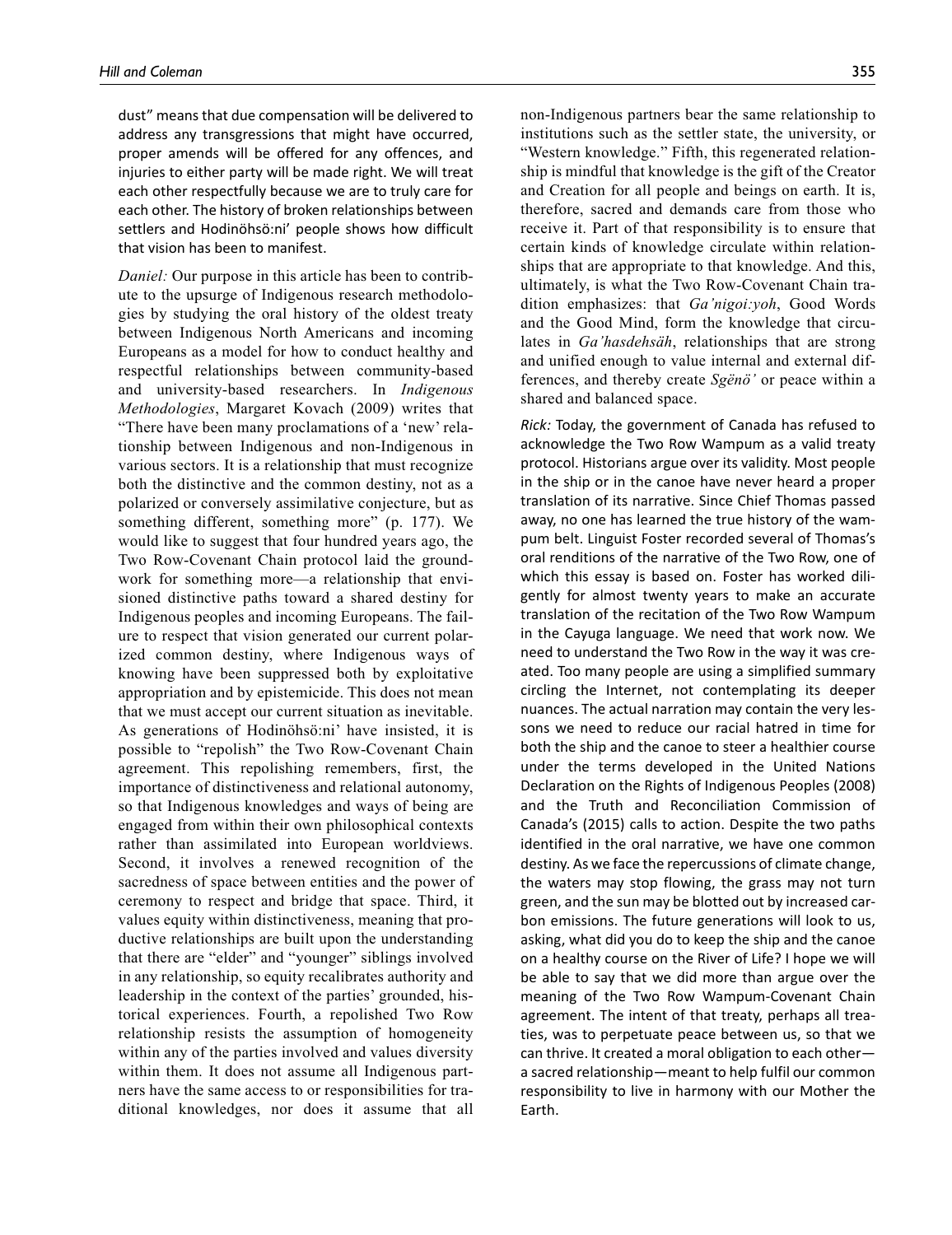dust" means that due compensation will be delivered to address any transgressions that might have occurred, proper amends will be offered for any offences, and injuries to either party will be made right. We will treat each other respectfully because we are to truly care for each other. The history of broken relationships between settlers and Hodinöhsö:ni' people shows how difficult that vision has been to manifest.

*Daniel:* Our purpose in this article has been to contribute to the upsurge of Indigenous research methodologies by studying the oral history of the oldest treaty between Indigenous North Americans and incoming Europeans as a model for how to conduct healthy and respectful relationships between community-based and university-based researchers. In *Indigenous Methodologies*, Margaret Kovach (2009) writes that "There have been many proclamations of a 'new' relationship between Indigenous and non-Indigenous in various sectors. It is a relationship that must recognize both the distinctive and the common destiny, not as a polarized or conversely assimilative conjecture, but as something different, something more" (p. 177). We would like to suggest that four hundred years ago, the Two Row-Covenant Chain protocol laid the groundwork for something more—a relationship that envisioned distinctive paths toward a shared destiny for Indigenous peoples and incoming Europeans. The failure to respect that vision generated our current polarized common destiny, where Indigenous ways of knowing have been suppressed both by exploitative appropriation and by epistemicide. This does not mean that we must accept our current situation as inevitable. As generations of Hodinöhsö:ni' have insisted, it is possible to "repolish" the Two Row-Covenant Chain agreement. This repolishing remembers, first, the importance of distinctiveness and relational autonomy, so that Indigenous knowledges and ways of being are engaged from within their own philosophical contexts rather than assimilated into European worldviews. Second, it involves a renewed recognition of the sacredness of space between entities and the power of ceremony to respect and bridge that space. Third, it values equity within distinctiveness, meaning that productive relationships are built upon the understanding that there are "elder" and "younger" siblings involved in any relationship, so equity recalibrates authority and leadership in the context of the parties' grounded, historical experiences. Fourth, a repolished Two Row relationship resists the assumption of homogeneity within any of the parties involved and values diversity within them. It does not assume all Indigenous partners have the same access to or responsibilities for traditional knowledges, nor does it assume that all non-Indigenous partners bear the same relationship to institutions such as the settler state, the university, or "Western knowledge." Fifth, this regenerated relationship is mindful that knowledge is the gift of the Creator and Creation for all people and beings on earth. It is, therefore, sacred and demands care from those who receive it. Part of that responsibility is to ensure that certain kinds of knowledge circulate within relationships that are appropriate to that knowledge. And this, ultimately, is what the Two Row-Covenant Chain tradition emphasizes: that *Ga'nigoi:yoh*, Good Words and the Good Mind, form the knowledge that circulates in *Ga'hasdehsäh*, relationships that are strong and unified enough to value internal and external differences, and thereby create *Sgënö'* or peace within a shared and balanced space.

*Rick:* Today, the government of Canada has refused to acknowledge the Two Row Wampum as a valid treaty protocol. Historians argue over its validity. Most people in the ship or in the canoe have never heard a proper translation of its narrative. Since Chief Thomas passed away, no one has learned the true history of the wampum belt. Linguist Foster recorded several of Thomas's oral renditions of the narrative of the Two Row, one of which this essay is based on. Foster has worked diligently for almost twenty years to make an accurate translation of the recitation of the Two Row Wampum in the Cayuga language. We need that work now. We need to understand the Two Row in the way it was created. Too many people are using a simplified summary circling the Internet, not contemplating its deeper nuances. The actual narration may contain the very lessons we need to reduce our racial hatred in time for both the ship and the canoe to steer a healthier course under the terms developed in the United Nations Declaration on the Rights of Indigenous Peoples (2008) and the Truth and Reconciliation Commission of Canada's (2015) calls to action. Despite the two paths identified in the oral narrative, we have one common destiny. As we face the repercussions of climate change, the waters may stop flowing, the grass may not turn green, and the sun may be blotted out by increased carbon emissions. The future generations will look to us, asking, what did you do to keep the ship and the canoe on a healthy course on the River of Life? I hope we will be able to say that we did more than argue over the meaning of the Two Row Wampum-Covenant Chain agreement. The intent of that treaty, perhaps all treaties, was to perpetuate peace between us, so that we can thrive. It created a moral obligation to each other—a sacred relationship—meant to help fulfil our common responsibility to live in harmony with our Mother the Earth.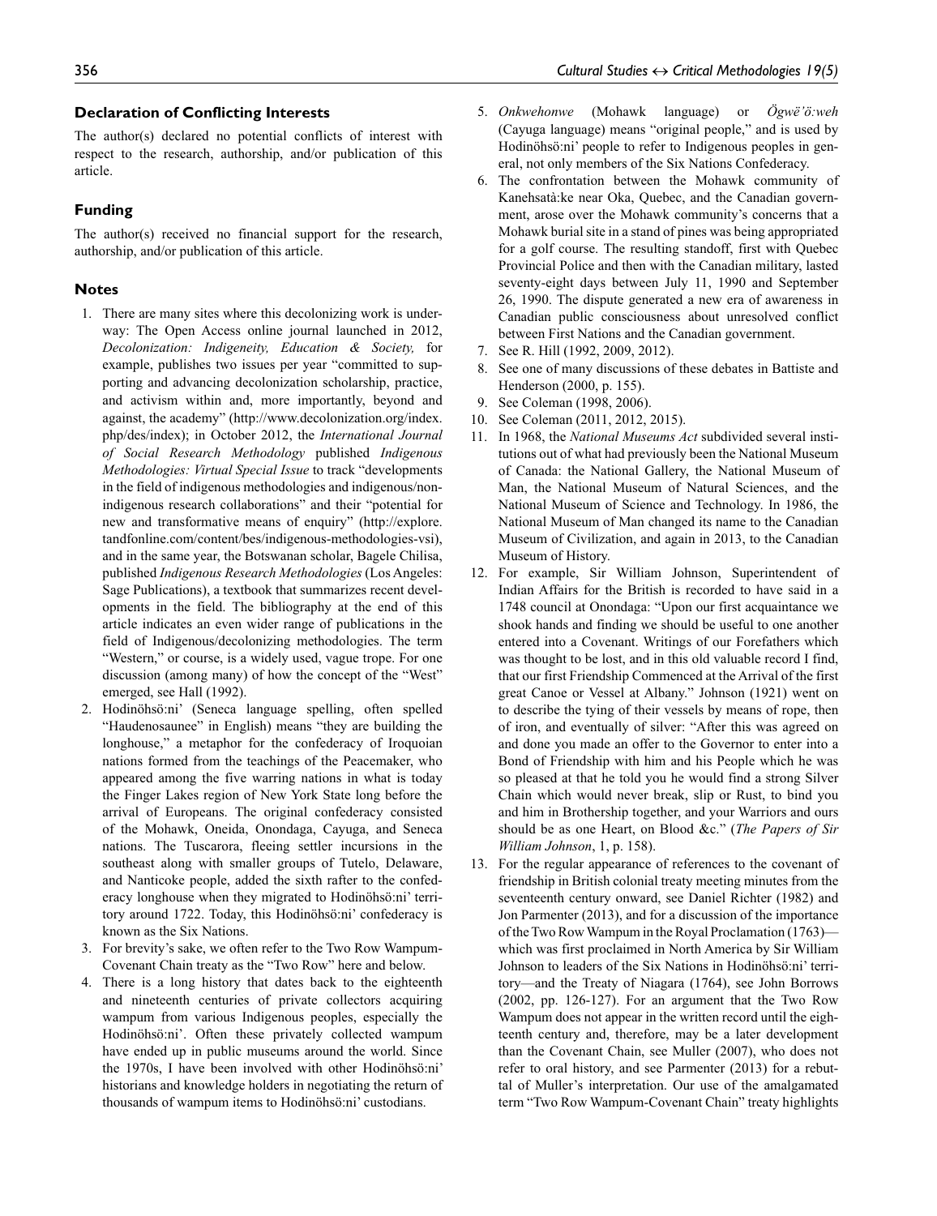## Declaration of Conflicting Interests

The author(s) declared no potential conflicts of interest with respect to the research, authorship, and/or publication of this article.

## Funding

The author(s) received no financial support for the research, authorship, and/or publication of this article.

## Notes

1. There are many sites where this decolonizing work is underway: The Open Access online journal launched in 2012, *Decolonization: Indigeneity, Education & Society,* for example, publishes two issues per year "committed to supporting and advancing decolonization scholarship, practice, and activism within and, more importantly, beyond and against, the academy" (http://www.decolonization.org/index.php/des/index); in October 2012, the *International Journal of Social Research Methodology* published *Indigenous Methodologies: Virtual Special Issue* to track "developments in the field of indigenous methodologies and indigenous/non-indigenous research collaborations" and their "potential for new and transformative means of enquiry" (http://explore.tandfonline.com/content/bes/indigenous-methodologies-vsi), and in the same year, the Botswanan scholar, Bagele Chilisa, published *Indigenous Research Methodologies* (Los Angeles: Sage Publications), a textbook that summarizes recent developments in the field. The bibliography at the end of this article indicates an even wider range of publications in the field of Indigenous/decolonizing methodologies. The term "Western," or course, is a widely used, vague trope. For one discussion (among many) of how the concept of the "West" emerged, see Hall (1992).
2. Hodinöhsö:ni' (Seneca language spelling, often spelled "Haudenosaunee" in English) means "they are building the longhouse," a metaphor for the confederacy of Iroquoian nations formed from the teachings of the Peacemaker, who appeared among the five warring nations in what is today the Finger Lakes region of New York State long before the arrival of Europeans. The original confederacy consisted of the Mohawk, Oneida, Onondaga, Cayuga, and Seneca nations. The Tuscarora, fleeing settler incursions in the southeast along with smaller groups of Tutelo, Delaware, and Nanticoke people, added the sixth rafter to the confederacy longhouse when they migrated to Hodinöhsö:ni' territory around 1722. Today, this Hodinöhsö:ni' confederacy is known as the Six Nations.
3. For brevity's sake, we often refer to the Two Row Wampum-Covenant Chain treaty as the "Two Row" here and below.
4. There is a long history that dates back to the eighteenth and nineteenth centuries of private collectors acquiring wampum from various Indigenous peoples, especially the Hodinöhsö:ni'. Often these privately collected wampum have ended up in public museums around the world. Since the 1970s, I have been involved with other Hodinöhsö:ni' historians and knowledge holders in negotiating the return of thousands of wampum items to Hodinöhsö:ni' custodians.
5. *Onkwehonwe* (Mohawk language) or *Ögwë'ö:weh* (Cayuga language) means "original people," and is used by Hodinöhsö:ni' people to refer to Indigenous peoples in general, not only members of the Six Nations Confederacy.
6. The confrontation between the Mohawk community of Kanehsatà:ke near Oka, Quebec, and the Canadian government, arose over the Mohawk community's concerns that a Mohawk burial site in a stand of pines was being appropriated for a golf course. The resulting standoff, first with Quebec Provincial Police and then with the Canadian military, lasted seventy-eight days between July 11, 1990 and September 26, 1990. The dispute generated a new era of awareness in Canadian public consciousness about unresolved conflict between First Nations and the Canadian government.
7. See R. Hill (1992, 2009, 2012).
8. See one of many discussions of these debates in Battiste and Henderson (2000, p. 155).
9. See Coleman (1998, 2006).
10. See Coleman (2011, 2012, 2015).
11. In 1968, the *National Museums Act* subdivided several institutions out of what had previously been the National Museum of Canada: the National Gallery, the National Museum of Man, the National Museum of Natural Sciences, and the National Museum of Science and Technology. In 1986, the National Museum of Man changed its name to the Canadian Museum of Civilization, and again in 2013, to the Canadian Museum of History.
12. For example, Sir William Johnson, Superintendent of Indian Affairs for the British is recorded to have said in a 1748 council at Onondaga: "Upon our first acquaintance we shook hands and finding we should be useful to one another entered into a Covenant. Writings of our Forefathers which was thought to be lost, and in this old valuable record I find, that our first Friendship Commenced at the Arrival of the first great Canoe or Vessel at Albany." Johnson (1921) went on to describe the tying of their vessels by means of rope, then of iron, and eventually of silver: "After this was agreed on and done you made an offer to the Governor to enter into a Bond of Friendship with him and his People which he was so pleased at that he told you he would find a strong Silver Chain which would never break, slip or Rust, to bind you and him in Brothership together, and your Warriors and ours should be as one Heart, on Blood &c." (*The Papers of Sir William Johnson*, 1, p. 158).
13. For the regular appearance of references to the covenant of friendship in British colonial treaty meeting minutes from the seventeenth century onward, see Daniel Richter (1982) and Jon Parmenter (2013), and for a discussion of the importance of the Two Row Wampum in the Royal Proclamation (1763)—which was first proclaimed in North America by Sir William Johnson to leaders of the Six Nations in Hodinöhsö:ni' territory—and the Treaty of Niagara (1764), see John Borrows (2002, pp. 126-127). For an argument that the Two Row Wampum does not appear in the written record until the eighteenth century and, therefore, may be a later development than the Covenant Chain, see Muller (2007), who does not refer to oral history, and see Parmenter (2013) for a rebuttal of Muller's interpretation. Our use of the amalgamated term "Two Row Wampum-Covenant Chain" treaty highlights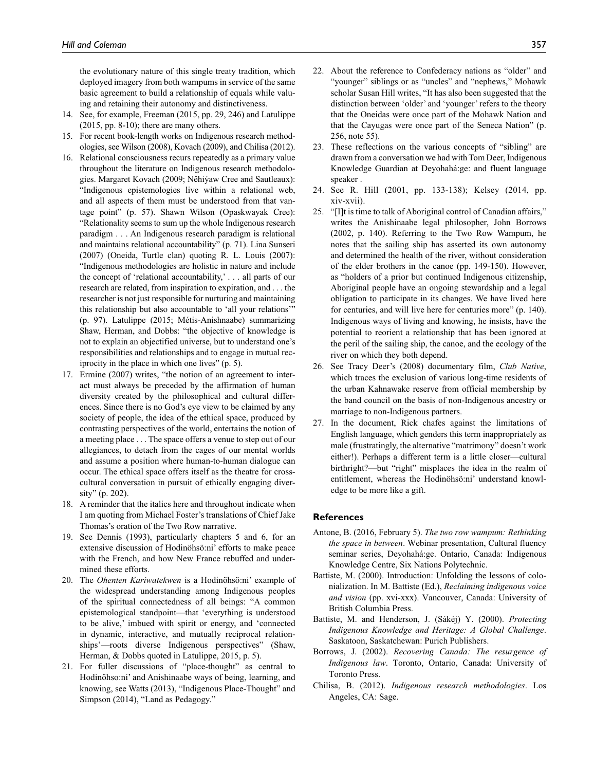the evolutionary nature of this single treaty tradition, which deployed imagery from both wampums in service of the same basic agreement to build a relationship of equals while valuing and retaining their autonomy and distinctiveness.

14. See, for example, Freeman (2015, pp. 29, 246) and Latulippe (2015, pp. 8-10); there are many others.
15. For recent book-length works on Indigenous research methodologies, see Wilson (2008), Kovach (2009), and Chilisa (2012).
16. Relational consciousness recurs repeatedly as a primary value throughout the literature on Indigenous research methodologies. Margaret Kovach (2009; Nêhiýaw Cree and Sautleaux): "Indigenous epistemologies live within a relational web, and all aspects of them must be understood from that vantage point" (p. 57). Shawn Wilson (Opaskwayak Cree): "Relationality seems to sum up the whole Indigenous research paradigm . . . An Indigenous research paradigm is relational and maintains relational accountability" (p. 71). Lina Sunseri (2007) (Oneida, Turtle clan) quoting R. L. Louis (2007): "Indigenous methodologies are holistic in nature and include the concept of 'relational accountability,' . . . all parts of our research are related, from inspiration to expiration, and . . . the researcher is not just responsible for nurturing and maintaining this relationship but also accountable to 'all your relations'" (p. 97). Latulippe (2015; Métis-Anishnaabe) summarizing Shaw, Herman, and Dobbs: "the objective of knowledge is not to explain an objectified universe, but to understand one's responsibilities and relationships and to engage in mutual reciprocity in the place in which one lives" (p. 5).
17. Ermine (2007) writes, "the notion of an agreement to interact must always be preceded by the affirmation of human diversity created by the philosophical and cultural differences. Since there is no God's eye view to be claimed by any society of people, the idea of the ethical space, produced by contrasting perspectives of the world, entertains the notion of a meeting place . . . The space offers a venue to step out of our allegiances, to detach from the cages of our mental worlds and assume a position where human-to-human dialogue can occur. The ethical space offers itself as the theatre for cross-cultural conversation in pursuit of ethically engaging diversity" (p. 202).
18. A reminder that the italics here and throughout indicate when I am quoting from Michael Foster's translations of Chief Jake Thomas's oration of the Two Row narrative.
19. See Dennis (1993), particularly chapters 5 and 6, for an extensive discussion of Hodinöhsö:ni' efforts to make peace with the French, and how New France rebuffed and undermined these efforts.
20. The *Ohenten Kariwatekwen* is a Hodinöhsö:ni' example of the widespread understanding among Indigenous peoples of the spiritual connectedness of all beings: "A common epistemological standpoint—that 'everything is understood to be alive,' imbued with spirit or energy, and 'connected in dynamic, interactive, and mutually reciprocal relationships'—roots diverse Indigenous perspectives" (Shaw, Herman, & Dobbs quoted in Latulippe, 2015, p. 5).
21. For fuller discussions of "place-thought" as central to Hodinöhso:ni' and Anishinaabe ways of being, learning, and knowing, see Watts (2013), "Indigenous Place-Thought" and Simpson (2014), "Land as Pedagogy."
22. About the reference to Confederacy nations as "older" and "younger" siblings or as "uncles" and "nephews," Mohawk scholar Susan Hill writes, "It has also been suggested that the distinction between 'older' and 'younger' refers to the theory that the Oneidas were once part of the Mohawk Nation and that the Cayugas were once part of the Seneca Nation" (p. 256, note 55).
23. These reflections on the various concepts of "sibling" are drawn from a conversation we had with Tom Deer, Indigenous Knowledge Guardian at Deyohahá:ge: and fluent language speaker .
24. See R. Hill (2001, pp. 133-138); Kelsey (2014, pp. xiv-xvii).
25. "[I]t is time to talk of Aboriginal control of Canadian affairs," writes the Anishinaabe legal philosopher, John Borrows (2002, p. 140). Referring to the Two Row Wampum, he notes that the sailing ship has asserted its own autonomy and determined the health of the river, without consideration of the elder brothers in the canoe (pp. 149-150). However, as "holders of a prior but continued Indigenous citizenship, Aboriginal people have an ongoing stewardship and a legal obligation to participate in its changes. We have lived here for centuries, and will live here for centuries more" (p. 140). Indigenous ways of living and knowing, he insists, have the potential to reorient a relationship that has been ignored at the peril of the sailing ship, the canoe, and the ecology of the river on which they both depend.
26. See Tracy Deer's (2008) documentary film, *Club Native*, which traces the exclusion of various long-time residents of the urban Kahnawake reserve from official membership by the band council on the basis of non-Indigenous ancestry or marriage to non-Indigenous partners.
27. In the document, Rick chafes against the limitations of English language, which genders this term inappropriately as male (frustratingly, the alternative "matrimony" doesn't work either!). Perhaps a different term is a little closer—cultural birthright?—but "right" misplaces the idea in the realm of entitlement, whereas the Hodinöhsö:ni' understand knowledge to be more like a gift.

## References

Antone, B. (2016, February 5). *The two row wampum: Rethinking the space in between*. Webinar presentation, Cultural fluency seminar series, Deyohahá:ge. Ontario, Canada: Indigenous Knowledge Centre, Six Nations Polytechnic.

Battiste, M. (2000). Introduction: Unfolding the lessons of colonialization. In M. Battiste (Ed.), *Reclaiming indigenous voice and vision* (pp. xvi-xxx). Vancouver, Canada: University of British Columbia Press.

Battiste, M. and Henderson, J. (Sákéj) Y. (2000). *Protecting Indigenous Knowledge and Heritage: A Global Challenge*. Saskatoon, Saskatchewan: Purich Publishers.

Borrows, J. (2002). *Recovering Canada: The resurgence of Indigenous law*. Toronto, Ontario, Canada: University of Toronto Press.

Chilisa, B. (2012). *Indigenous research methodologies*. Los Angeles, CA: Sage.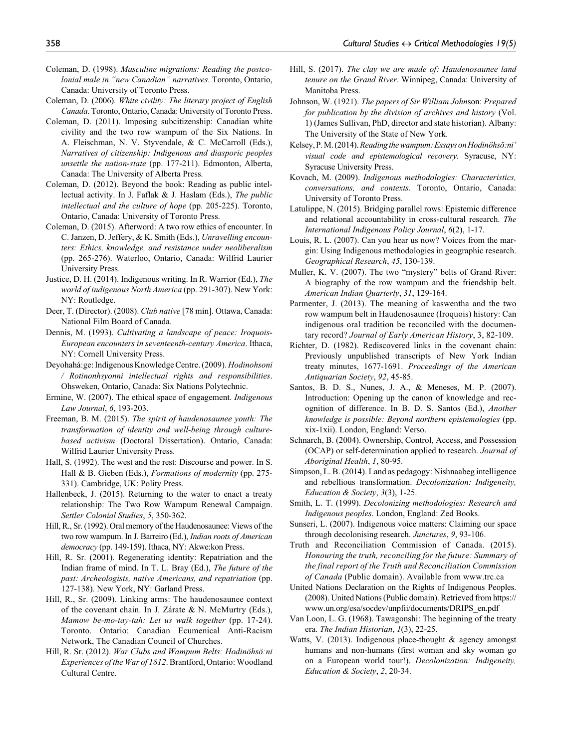Coleman, D. (1998). *Masculine migrations: Reading the postcolonial male in "new Canadian" narratives*. Toronto, Ontario, Canada: University of Toronto Press.

Coleman, D. (2006). *White civility: The literary project of English Canada*. Toronto, Ontario, Canada: University of Toronto Press.

Coleman, D. (2011). Imposing subcitizenship: Canadian white civility and the two row wampum of the Six Nations. In A. Fleischman, N. V. Styvendale, & C. McCarroll (Eds.), *Narratives of citizenship: Indigenous and diasporic peoples unsettle the nation-state* (pp. 177-211). Edmonton, Alberta, Canada: The University of Alberta Press.

Coleman, D. (2012). Beyond the book: Reading as public intellectual activity. In J. Faflak & J. Haslam (Eds.), *The public intellectual and the culture of hope* (pp. 205-225). Toronto, Ontario, Canada: University of Toronto Press.

Coleman, D. (2015). Afterword: A two row ethics of encounter. In C. Janzen, D. Jeffery, & K. Smith (Eds.), *Unravelling encounters: Ethics, knowledge, and resistance under neoliberalism* (pp. 265-276). Waterloo, Ontario, Canada: Wilfrid Laurier University Press.

Justice, D. H. (2014). Indigenous writing. In R. Warrior (Ed.), *The world of indigenous North America* (pp. 291-307). New York: NY: Routledge.

Deer, T. (Director). (2008). *Club native* [78 min]. Ottawa, Canada: National Film Board of Canada.

Dennis, M. (1993). *Cultivating a landscape of peace: Iroquois-European encounters in seventeenth-century America*. Ithaca, NY: Cornell University Press.

Deyohahá:ge: Indigenous Knowledge Centre. (2009). *Hodinohsoni / Rotinonhsyonni intellectual rights and responsibilities*. Ohsweken, Ontario, Canada: Six Nations Polytechnic.

Ermine, W. (2007). The ethical space of engagement. *Indigenous Law Journal*, *6*, 193-203.

Freeman, B. M. (2015). *The spirit of haudenosaunee youth: The transformation of identity and well-being through culture-based activism* (Doctoral Dissertation). Ontario, Canada: Wilfrid Laurier University Press.

Hall, S. (1992). The west and the rest: Discourse and power. In S. Hall & B. Gieben (Eds.), *Formations of modernity* (pp. 275-331). Cambridge, UK: Polity Press.

Hallenbeck, J. (2015). Returning to the water to enact a treaty relationship: The Two Row Wampum Renewal Campaign. *Settler Colonial Studies*, *5*, 350-362.

Hill, R., Sr. (1992). Oral memory of the Haudenosaunee: Views of the two row wampum. In J. Barreiro (Ed.), *Indian roots of American democracy* (pp. 149-159). Ithaca, NY: Akwe:kon Press.

Hill, R. Sr. (2001). Regenerating identity: Repatriation and the Indian frame of mind. In T. L. Bray (Ed.), *The future of the past: Archeologists, native Americans, and repatriation* (pp. 127-138). New York, NY: Garland Press.

Hill, R., Sr. (2009). Linking arms: The haudenosaunee context of the covenant chain. In J. Zárate & N. McMurtry (Eds.), *Mamow be-mo-tay-tah: Let us walk together* (pp. 17-24). Toronto. Ontario: Canadian Ecumenical Anti-Racism Network, The Canadian Council of Churches.

Hill, R. Sr. (2012). *War Clubs and Wampum Belts: Hodinöhsö:ni Experiences of the War of 1812*. Brantford, Ontario: Woodland Cultural Centre.

Hill, S. (2017). *The clay we are made of: Haudenosaunee land tenure on the Grand River*. Winnipeg, Canada: University of Manitoba Press.

Johnson, W. (1921). *The papers of Sir William Johnson: Prepared for publication by the division of archives and history* (Vol. 1) (James Sullivan, PhD, director and state historian). Albany: The University of the State of New York.

Kelsey, P. M. (2014). *Reading the wampum: Essays on Hodinöhsö:ni' visual code and epistemological recovery*. Syracuse, NY: Syracuse University Press.

Kovach, M. (2009). *Indigenous methodologies: Characteristics, conversations, and contexts*. Toronto, Ontario, Canada: University of Toronto Press.

Latulippe, N. (2015). Bridging parallel rows: Epistemic difference and relational accountability in cross-cultural research. *The International Indigenous Policy Journal*, *6*(2), 1-17.

Louis, R. L. (2007). Can you hear us now? Voices from the margin: Using Indigenous methodologies in geographic research. *Geographical Research*, *45*, 130-139.

Muller, K. V. (2007). The two "mystery" belts of Grand River: A biography of the row wampum and the friendship belt. *American Indian Quarterly*, *31*, 129-164.

Parmenter, J. (2013). The meaning of kaswentha and the two row wampum belt in Haudenosaunee (Iroquois) history: Can indigenous oral tradition be reconciled with the documentary record? *Journal of Early American History*, 3, 82-109.

Richter, D. (1982). Rediscovered links in the covenant chain: Previously unpublished transcripts of New York Indian treaty minutes, 1677-1691. *Proceedings of the American Antiquarian Society*, *92*, 45-85.

Santos, B. D. S., Nunes, J. A., & Meneses, M. P. (2007). Introduction: Opening up the canon of knowledge and recognition of difference. In B. D. S. Santos (Ed.), *Another knowledge is possible: Beyond northern epistemologies* (pp. xix-1xii). London, England: Verso.

Schnarch, B. (2004). Ownership, Control, Access, and Possession (OCAP) or self-determination applied to research. *Journal of Aboriginal Health*, *1*, 80-95.

Simpson, L. B. (2014). Land as pedagogy: Nishnaabeg intelligence and rebellious transformation. *Decolonization: Indigeneity, Education & Society*, *3*(3), 1-25.

Smith, L. T. (1999). *Decolonizing methodologies: Research and Indigenous peoples*. London, England: Zed Books.

Sunseri, L. (2007). Indigenous voice matters: Claiming our space through decolonising research. *Junctures*, *9*, 93-106.

Truth and Reconciliation Commission of Canada. (2015). *Honouring the truth, reconciling for the future: Summary of the final report of the Truth and Reconciliation Commission of Canada* (Public domain). Available from www.trc.ca

United Nations Declaration on the Rights of Indigenous Peoples. (2008). United Nations (Public domain). Retrieved from https://www.un.org/esa/socdev/unpfii/documents/DRIPS_en.pdf

Van Loon, L. G. (1968). Tawagonshi: The beginning of the treaty era. *The Indian Historian*, *1*(3), 22-25.

Watts, V. (2013). Indigenous place-thought & agency amongst humans and non-humans (first woman and sky woman go on a European world tour!). *Decolonization: Indigeneity, Education & Society*, *2*, 20-34.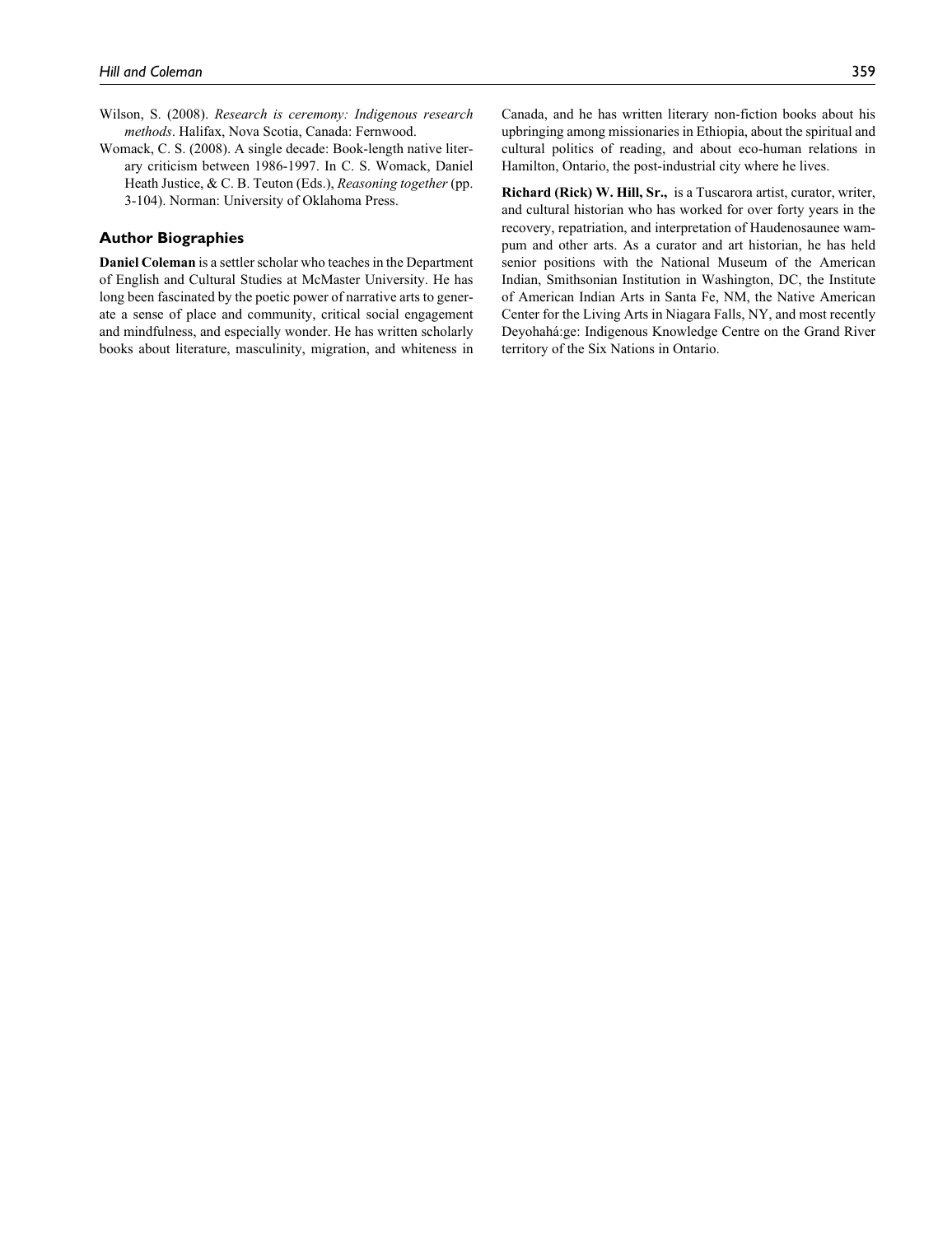Wilson, S. (2008). *Research is ceremony: Indigenous research methods*. Halifax, Nova Scotia, Canada: Fernwood.

Womack, C. S. (2008). A single decade: Book-length native literary criticism between 1986-1997. In C. S. Womack, Daniel Heath Justice, & C. B. Teuton (Eds.), *Reasoning together* (pp. 3-104). Norman: University of Oklahoma Press.

## Author Biographies

**Daniel Coleman** is a settler scholar who teaches in the Department of English and Cultural Studies at McMaster University. He has long been fascinated by the poetic power of narrative arts to generate a sense of place and community, critical social engagement and mindfulness, and especially wonder. He has written scholarly books about literature, masculinity, migration, and whiteness in Canada, and he has written literary non-fiction books about his upbringing among missionaries in Ethiopia, about the spiritual and cultural politics of reading, and about eco-human relations in Hamilton, Ontario, the post-industrial city where he lives.

**Richard (Rick) W. Hill, Sr.,** is a Tuscarora artist, curator, writer, and cultural historian who has worked for over forty years in the recovery, repatriation, and interpretation of Haudenosaunee wampum and other arts. As a curator and art historian, he has held senior positions with the National Museum of the American Indian, Smithsonian Institution in Washington, DC, the Institute of American Indian Arts in Santa Fe, NM, the Native American Center for the Living Arts in Niagara Falls, NY, and most recently Deyohahá:ge: Indigenous Knowledge Centre on the Grand River territory of the Six Nations in Ontario.